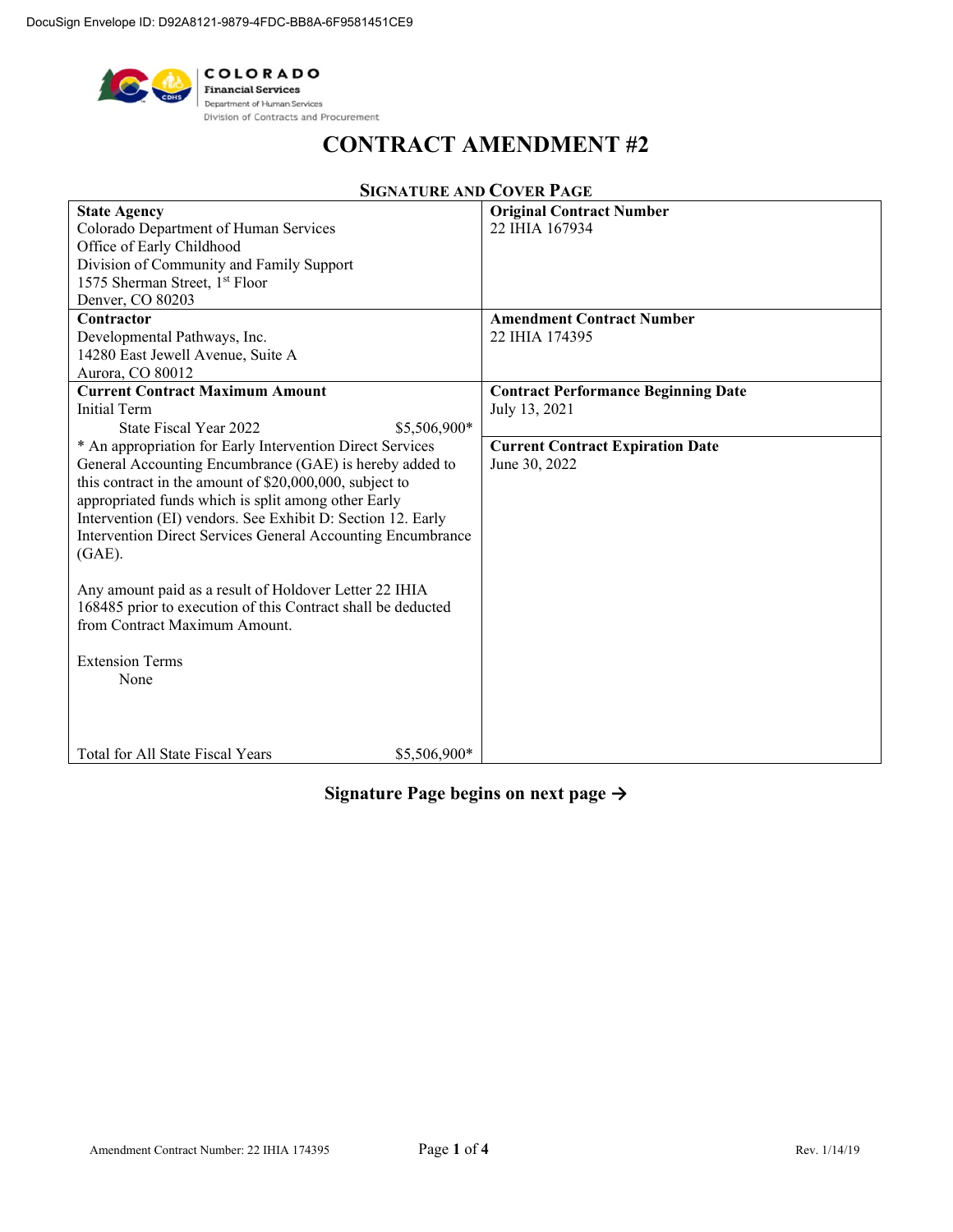DocuSign Envelope ID: D92A8121-9879-4FDC-BB8A-6F9581451CE9

COLORADO
Financial Services
Department of Human Services
Division of Contracts and Procurement

# CONTRACT AMENDMENT #2

## SIGNATURE AND COVER PAGE

| | |
|---|---|
| **State Agency**<br>Colorado Department of Human Services<br>Office of Early Childhood<br>Division of Community and Family Support<br>1575 Sherman Street, 1st Floor<br>Denver, CO 80203 | **Original Contract Number**<br>22 IHIA 167934 |
| **Contractor**<br>Developmental Pathways, Inc.<br>14280 East Jewell Avenue, Suite A<br>Aurora, CO 80012 | **Amendment Contract Number**<br>22 IHIA 174395 |
| **Current Contract Maximum Amount**<br>Initial Term<br>State Fiscal Year 2022 $5,506,900*<br>* An appropriation for Early Intervention Direct Services General Accounting Encumbrance (GAE) is hereby added to this contract in the amount of $20,000,000, subject to appropriated funds which is split among other Early Intervention (EI) vendors. See Exhibit D: Section 12. Early Intervention Direct Services General Accounting Encumbrance (GAE).<br><br>Any amount paid as a result of Holdover Letter 22 IHIA 168485 prior to execution of this Contract shall be deducted from Contract Maximum Amount.<br><br>Extension Terms<br>None<br><br>Total for All State Fiscal Years $5,506,900* | **Contract Performance Beginning Date**<br>July 13, 2021<br><br>**Current Contract Expiration Date**<br>June 30, 2022 |

**Signature Page begins on next page →**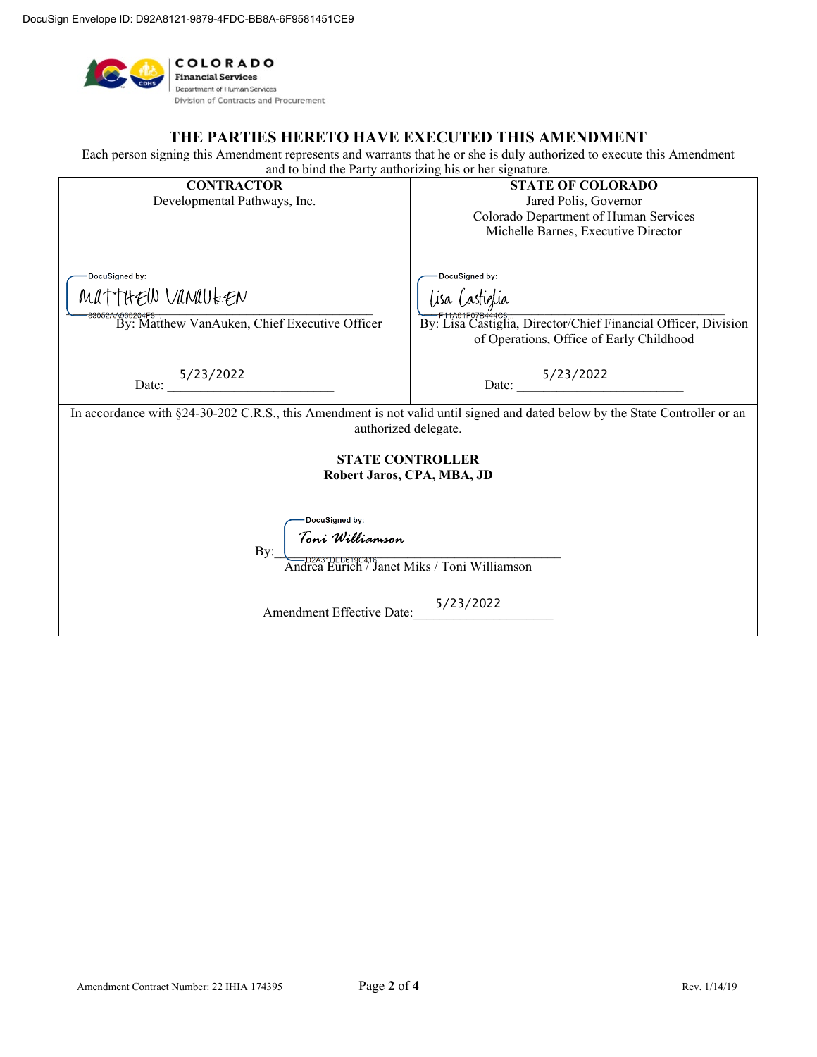DocuSign Envelope ID: D92A8121-9879-4FDC-BB8A-6F9581451CE9

COLORADO
Financial Services
Department of Human Services
Division of Contracts and Procurement

## THE PARTIES HERETO HAVE EXECUTED THIS AMENDMENT

Each person signing this Amendment represents and warrants that he or she is duly authorized to execute this Amendment and to bind the Party authorizing his or her signature.

| CONTRACTOR | STATE OF COLORADO |
| --- | --- |
| Developmental Pathways, Inc. | Jared Polis, Governor<br>Colorado Department of Human Services<br>Michelle Barnes, Executive Director |
| DocuSigned by:<br>MATTHEW VANAUKEN<br>83052AA969284F8<br>By: Matthew VanAuken, Chief Executive Officer | DocuSigned by:<br>Lisa Castiglia<br>F11A91F07B444C8<br>By: Lisa Castiglia, Director/Chief Financial Officer, Division of Operations, Office of Early Childhood |
| Date: 5/23/2022 | Date: 5/23/2022 |

In accordance with §24-30-202 C.R.S., this Amendment is not valid until signed and dated below by the State Controller or an authorized delegate.

**STATE CONTROLLER**
**Robert Jaros, CPA, MBA, JD**

DocuSigned by:
Toni Williamson
D2A31DEB619C416

By: Andrea Eurich / Janet Miks / Toni Williamson

Amendment Effective Date: 5/23/2022

Amendment Contract Number: 22 IHIA 174395

Rev. 1/14/19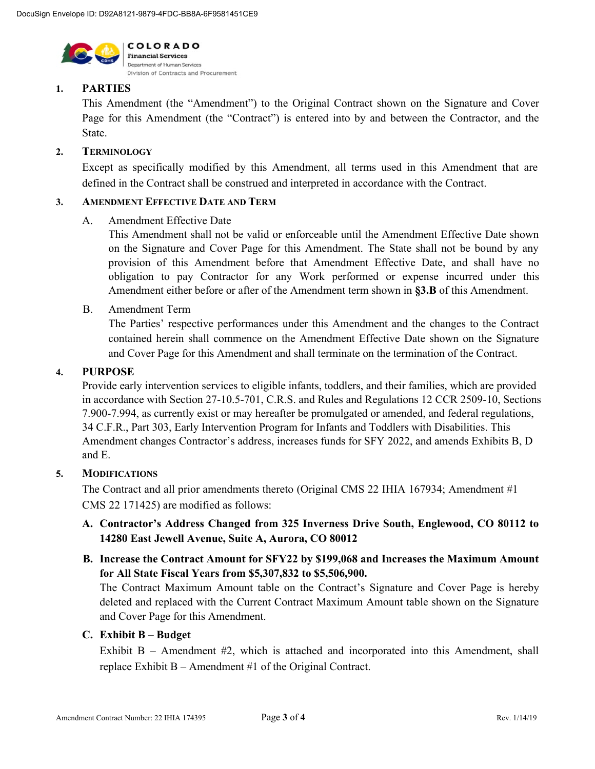1. **PARTIES**

   This Amendment (the "Amendment") to the Original Contract shown on the Signature and Cover Page for this Amendment (the "Contract") is entered into by and between the Contractor, and the State.

2. **TERMINOLOGY**

   Except as specifically modified by this Amendment, all terms used in this Amendment that are defined in the Contract shall be construed and interpreted in accordance with the Contract.

3. **AMENDMENT EFFECTIVE DATE AND TERM**

   A. Amendment Effective Date

      This Amendment shall not be valid or enforceable until the Amendment Effective Date shown on the Signature and Cover Page for this Amendment. The State shall not be bound by any provision of this Amendment before that Amendment Effective Date, and shall have no obligation to pay Contractor for any Work performed or expense incurred under this Amendment either before or after of the Amendment term shown in **§3.B** of this Amendment.

   B. Amendment Term

      The Parties' respective performances under this Amendment and the changes to the Contract contained herein shall commence on the Amendment Effective Date shown on the Signature and Cover Page for this Amendment and shall terminate on the termination of the Contract.

4. **PURPOSE**

   Provide early intervention services to eligible infants, toddlers, and their families, which are provided in accordance with Section 27-10.5-701, C.R.S. and Rules and Regulations 12 CCR 2509-10, Sections 7.900-7.994, as currently exist or may hereafter be promulgated or amended, and federal regulations, 34 C.F.R., Part 303, Early Intervention Program for Infants and Toddlers with Disabilities. This Amendment changes Contractor's address, increases funds for SFY 2022, and amends Exhibits B, D and E.

5. **MODIFICATIONS**

   The Contract and all prior amendments thereto (Original CMS 22 IHIA 167934; Amendment #1 CMS 22 171425) are modified as follows:

   **A. Contractor's Address Changed from 325 Inverness Drive South, Englewood, CO 80112 to 14280 East Jewell Avenue, Suite A, Aurora, CO 80012**

   **B. Increase the Contract Amount for SFY22 by $199,068 and Increases the Maximum Amount for All State Fiscal Years from $5,307,832 to $5,506,900.**

      The Contract Maximum Amount table on the Contract's Signature and Cover Page is hereby deleted and replaced with the Current Contract Maximum Amount table shown on the Signature and Cover Page for this Amendment.

   **C. Exhibit B – Budget**

      Exhibit B – Amendment #2, which is attached and incorporated into this Amendment, shall replace Exhibit B – Amendment #1 of the Original Contract.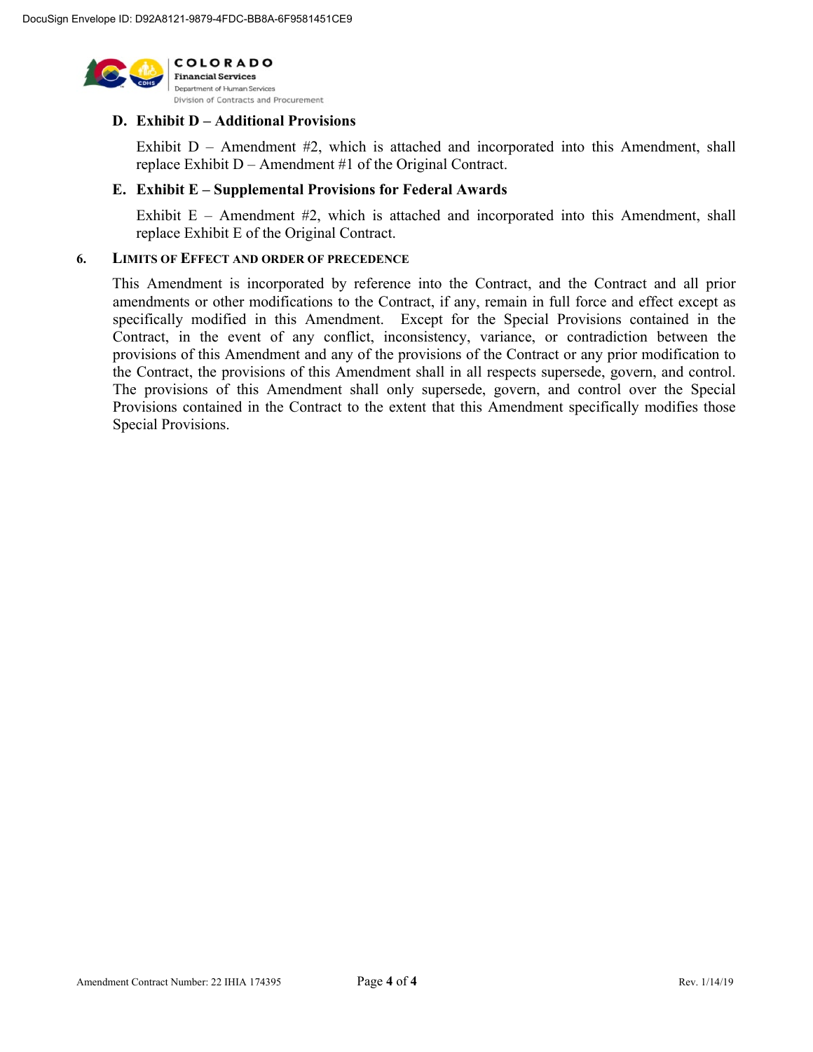**D. Exhibit D – Additional Provisions**

Exhibit D – Amendment #2, which is attached and incorporated into this Amendment, shall replace Exhibit D – Amendment #1 of the Original Contract.

**E. Exhibit E – Supplemental Provisions for Federal Awards**

Exhibit E – Amendment #2, which is attached and incorporated into this Amendment, shall replace Exhibit E of the Original Contract.

**6. LIMITS OF EFFECT AND ORDER OF PRECEDENCE**

This Amendment is incorporated by reference into the Contract, and the Contract and all prior amendments or other modifications to the Contract, if any, remain in full force and effect except as specifically modified in this Amendment. Except for the Special Provisions contained in the Contract, in the event of any conflict, inconsistency, variance, or contradiction between the provisions of this Amendment and any of the provisions of the Contract or any prior modification to the Contract, the provisions of this Amendment shall in all respects supersede, govern, and control. The provisions of this Amendment shall only supersede, govern, and control over the Special Provisions contained in the Contract to the extent that this Amendment specifically modifies those Special Provisions.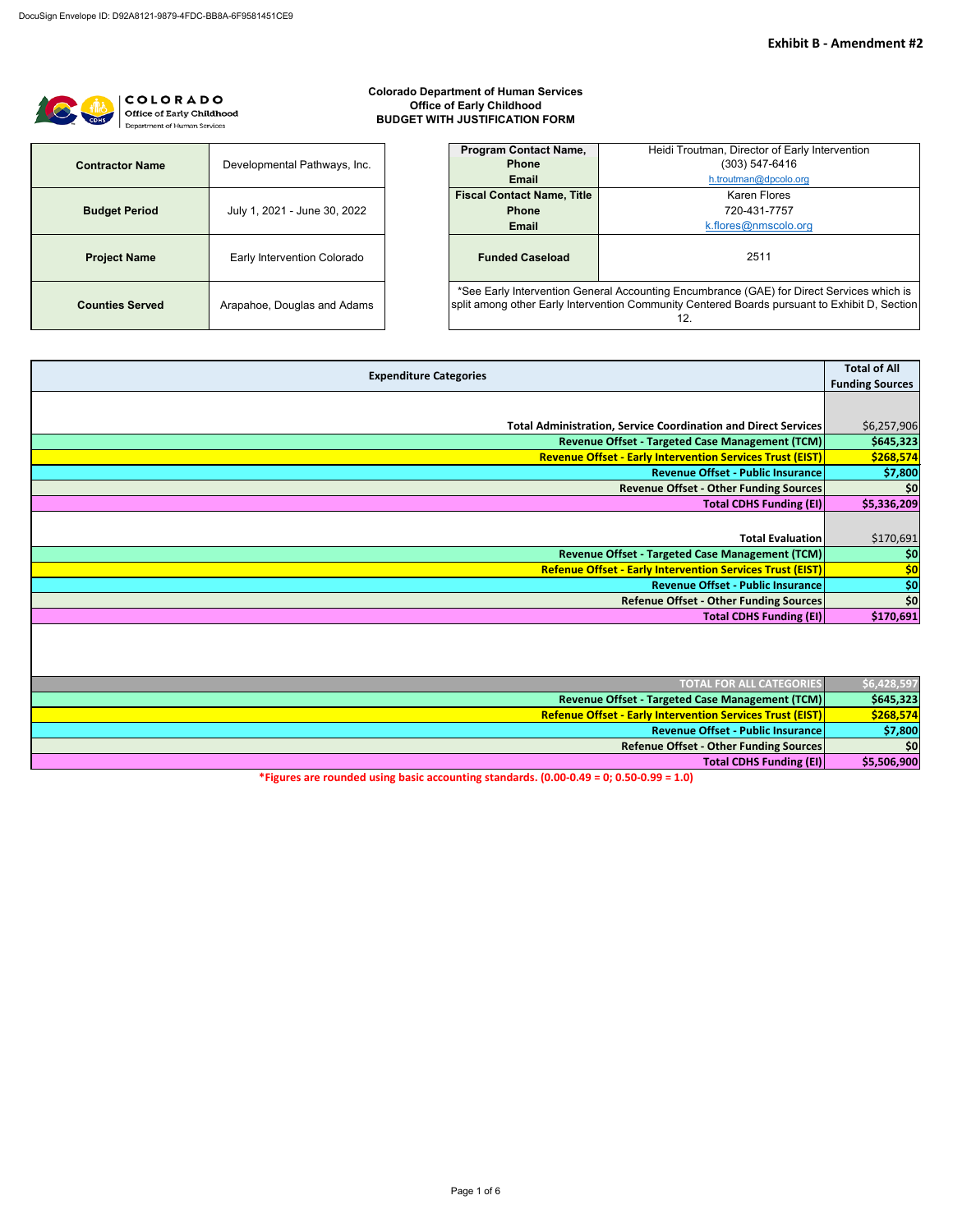DocuSign Envelope ID: D92A8121-9879-4FDC-BB8A-6F9581451CE9

**Exhibit B - Amendment #2**

**Colorado Department of Human Services**
**Office of Early Childhood**
**BUDGET WITH JUSTIFICATION FORM**

| | |
|---|---|
| **Contractor Name** | Developmental Pathways, Inc. |
| **Budget Period** | July 1, 2021 - June 30, 2022 |
| **Project Name** | Early Intervention Colorado |
| **Counties Served** | Arapahoe, Douglas and Adams |

| | |
|---|---|
| **Program Contact Name, Phone Email** | Heidi Troutman, Director of Early Intervention (303) 547-6416 h.troutman@dpcolo.org |
| **Fiscal Contact Name, Title Phone Email** | Karen Flores 720-431-7757 k.flores@nmscolo.org |
| **Funded Caseload** | 2511 |

*See Early Intervention General Accounting Encumbrance (GAE) for Direct Services which is split among other Early Intervention Community Centered Boards pursuant to Exhibit D, Section 12.

| Expenditure Categories | Total of All Funding Sources |
|---|---|
| **Total Administration, Service Coordination and Direct Services** | $6,257,906 |
| **Revenue Offset - Targeted Case Management (TCM)** | **$645,323** |
| **Revenue Offset - Early Intervention Services Trust (EIST)** | **$268,574** |
| **Revenue Offset - Public Insurance** | **$7,800** |
| **Revenue Offset - Other Funding Sources** | **$0** |
| **Total CDHS Funding (EI)** | **$5,336,209** |
| **Total Evaluation** | $170,691 |
| **Revenue Offset - Targeted Case Management (TCM)** | **$0** |
| **Refenue Offset - Early Intervention Services Trust (EIST)** | **$0** |
| **Revenue Offset - Public Insurance** | **$0** |
| **Refenue Offset - Other Funding Sources** | **$0** |
| **Total CDHS Funding (EI)** | **$170,691** |
| **TOTAL FOR ALL CATEGORIES** | **$6,428,597** |
| **Revenue Offset - Targeted Case Management (TCM)** | **$645,323** |
| **Refenue Offset - Early Intervention Services Trust (EIST)** | **$268,574** |
| **Revenue Offset - Public Insurance** | **$7,800** |
| **Refenue Offset - Other Funding Sources** | **$0** |
| **Total CDHS Funding (EI)** | **$5,506,900** |

***Figures are rounded using basic accounting standards. (0.00-0.49 = 0; 0.50-0.99 = 1.0)**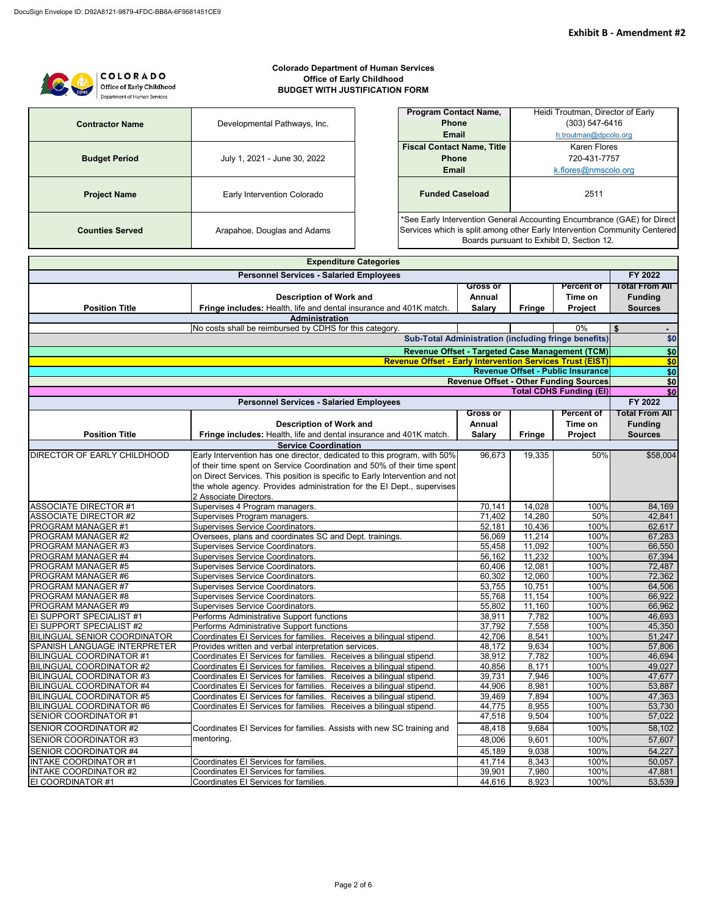DocuSign Envelope ID: D92A8121-9879-4FDC-BB8A-6F9581451CE9

**Exhibit B - Amendment #2**

COLORADO
Office of Early Childhood
Department of Human Services

**Colorado Department of Human Services**
**Office of Early Childhood**
**BUDGET WITH JUSTIFICATION FORM**

| | |
|---|---|
| **Contractor Name** | Developmental Pathways, Inc. |
| **Budget Period** | July 1, 2021 - June 30, 2022 |
| **Project Name** | Early Intervention Colorado |
| **Counties Served** | Arapahoe, Douglas and Adams |

| | |
|---|---|
| **Program Contact Name, Phone Email** | Heidi Troutman, Director of Early (303) 547-6416 h.troutman@dpcolo.org |
| **Fiscal Contact Name, Title Phone Email** | Karen Flores 720-431-7757 k.flores@nmscolo.org |
| **Funded Caseload** | 2511 |

*See Early Intervention General Accounting Encumbrance (GAE) for Direct Services which is split among other Early Intervention Community Centered Boards pursuant to Exhibit D, Section 12.

**Expenditure Categories**

| Position Title | Description of Work and Fringe includes: Health, life and dental insurance and 401K match. | Gross or Annual Salary | Fringe | Percent of Time on Project | FY 2022 Total From All Funding Sources |
|---|---|---|---|---|---|
| **Personnel Services - Salaried Employees** | | | | | |
| **Administration** | | | | | |
| | No costs shall be reimbursed by CDHS for this category. | | | 0% | $ - |
| | **Sub-Total Administration (including fringe benefits)** | | | | **$0** |
| | **Revenue Offset - Targeted Case Management (TCM)** | | | | **$0** |
| | **Revenue Offset - Early Intervention Services Trust (EIST)** | | | | **$0** |
| | **Revenue Offset - Public Insurance** | | | | **$0** |
| | **Revenue Offset - Other Funding Sources** | | | | **$0** |
| | **Total CDHS Funding (EI)** | | | | **$0** |

| Position Title | Description of Work and Fringe includes: Health, life and dental insurance and 401K match. | Gross or Annual Salary | Fringe | Percent of Time on Project | FY 2022 Total From All Funding Sources |
|---|---|---|---|---|---|
| **Personnel Services - Salaried Employees** | | | | | |
| **Service Coordination** | | | | | |
| DIRECTOR OF EARLY CHILDHOOD | Early Intervention has one director, dedicated to this program, with 50% of their time spent on Service Coordination and 50% of their time spent on Direct Services. This position is specific to Early Intervention and not the whole agency. Provides administration for the EI Dept., supervises 2 Associate Directors. | 96,673 | 19,335 | 50% | $58,004 |
| ASSOCIATE DIRECTOR #1 | Supervises 4 Program managers. | 70,141 | 14,028 | 100% | 84,169 |
| ASSOCIATE DIRECTOR #2 | Supervises Program managers. | 71,402 | 14,280 | 50% | 42,841 |
| PROGRAM MANAGER #1 | Supervises Service Coordinators. | 52,181 | 10,436 | 100% | 62,617 |
| PROGRAM MANAGER #2 | Oversees, plans and coordinates SC and Dept. trainings. | 56,069 | 11,214 | 100% | 67,283 |
| PROGRAM MANAGER #3 | Supervises Service Coordinators. | 55,458 | 11,092 | 100% | 66,550 |
| PROGRAM MANAGER #4 | Supervises Service Coordinators. | 56,162 | 11,232 | 100% | 67,394 |
| PROGRAM MANAGER #5 | Supervises Service Coordinators. | 60,406 | 12,081 | 100% | 72,487 |
| PROGRAM MANAGER #6 | Supervises Service Coordinators. | 60,302 | 12,060 | 100% | 72,362 |
| PROGRAM MANAGER #7 | Supervises Service Coordinators. | 53,755 | 10,751 | 100% | 64,506 |
| PROGRAM MANAGER #8 | Supervises Service Coordinators. | 55,768 | 11,154 | 100% | 66,922 |
| PROGRAM MANAGER #9 | Supervises Service Coordinators. | 55,802 | 11,160 | 100% | 66,962 |
| EI SUPPORT SPECIALIST #1 | Performs Administrative Support functions | 38,911 | 7,782 | 100% | 46,693 |
| EI SUPPORT SPECIALIST #2 | Performs Administrative Support functions | 37,792 | 7,558 | 100% | 45,350 |
| BILINGUAL SENIOR COORDINATOR | Coordinates EI Services for families. Receives a bilingual stipend. | 42,706 | 8,541 | 100% | 51,247 |
| SPANISH LANGUAGE INTERPRETER | Provides written and verbal interpretation services. | 48,172 | 9,634 | 100% | 57,806 |
| BILINGUAL COORDINATOR #1 | Coordinates EI Services for families. Receives a bilingual stipend. | 38,912 | 7,782 | 100% | 46,694 |
| BILINGUAL COORDINATOR #2 | Coordinates EI Services for families. Receives a bilingual stipend. | 40,856 | 8,171 | 100% | 49,027 |
| BILINGUAL COORDINATOR #3 | Coordinates EI Services for families. Receives a bilingual stipend. | 39,731 | 7,946 | 100% | 47,677 |
| BILINGUAL COORDINATOR #4 | Coordinates EI Services for families. Receives a bilingual stipend. | 44,906 | 8,981 | 100% | 53,887 |
| BILINGUAL COORDINATOR #5 | Coordinates EI Services for families. Receives a bilingual stipend. | 39,469 | 7,894 | 100% | 47,363 |
| BILINGUAL COORDINATOR #6 | Coordinates EI Services for families. Receives a bilingual stipend. | 44,775 | 8,955 | 100% | 53,730 |
| SENIOR COORDINATOR #1 | Coordinates EI Services for families. Assists with new SC training and mentoring. | 47,518 | 9,504 | 100% | 57,022 |
| SENIOR COORDINATOR #2 | | 48,418 | 9,684 | 100% | 58,102 |
| SENIOR COORDINATOR #3 | | 48,006 | 9,601 | 100% | 57,607 |
| SENIOR COORDINATOR #4 | | 45,189 | 9,038 | 100% | 54,227 |
| INTAKE COORDINATOR #1 | Coordinates EI Services for families. | 41,714 | 8,343 | 100% | 50,057 |
| INTAKE COORDINATOR #2 | Coordinates EI Services for families. | 39,901 | 7,980 | 100% | 47,881 |
| EI COORDINATOR #1 | Coordinates EI Services for families. | 44,616 | 8,923 | 100% | 53,539 |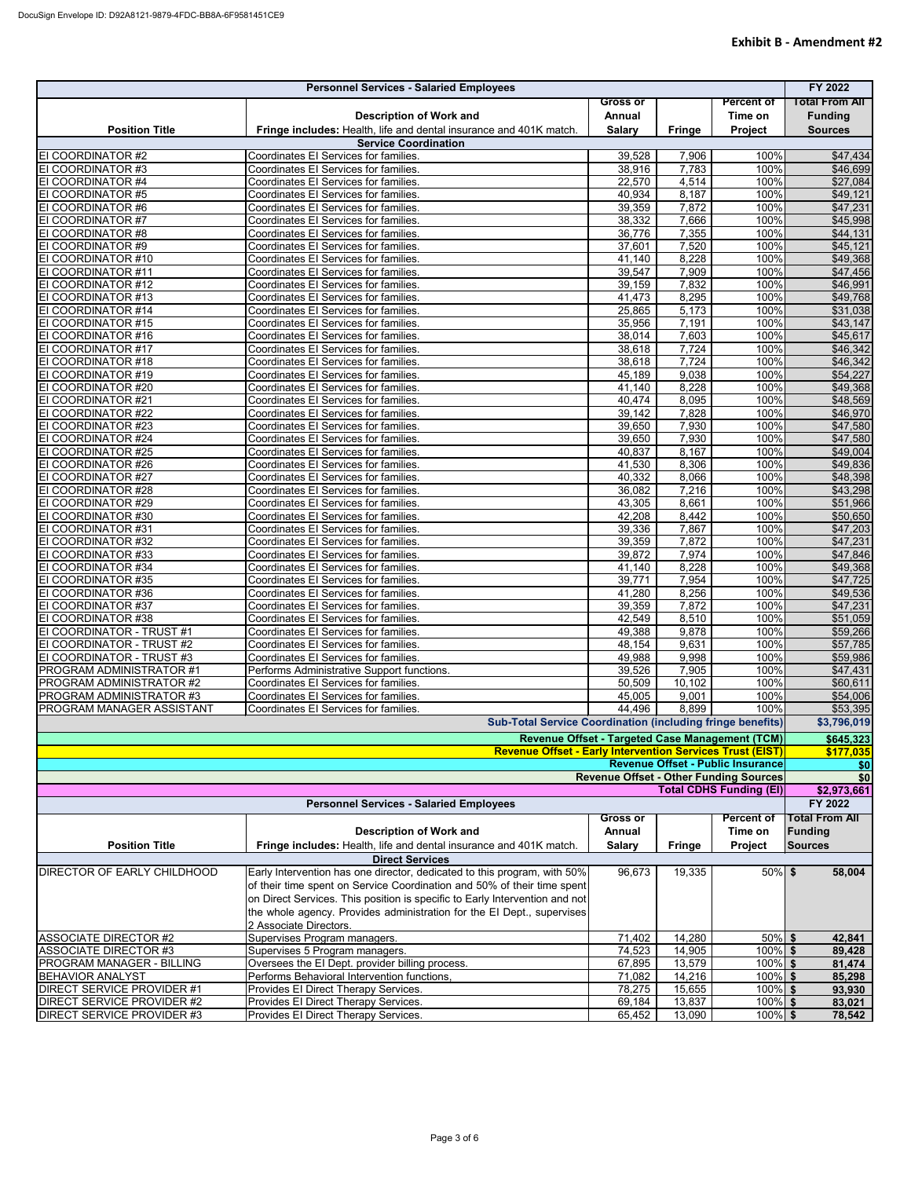Exhibit B - Amendment #2

| Personnel Services - Salaried Employees | | | | | FY 2022 |
|---|---|---|---|---|---|
| Position Title | Description of Work and Fringe includes: Health, life and dental insurance and 401K match. | Gross or Annual Salary | Fringe | Percent of Time on Project | Total From All Funding Sources |
| Service Coordination | | | | | |
| EI COORDINATOR #2 | Coordinates EI Services for families. | 39,528 | 7,906 | 100% | $47,434 |
| EI COORDINATOR #3 | Coordinates EI Services for families. | 38,916 | 7,783 | 100% | $46,699 |
| EI COORDINATOR #4 | Coordinates EI Services for families. | 22,570 | 4,514 | 100% | $27,084 |
| EI COORDINATOR #5 | Coordinates EI Services for families. | 40,934 | 8,187 | 100% | $49,121 |
| EI COORDINATOR #6 | Coordinates EI Services for families. | 39,359 | 7,872 | 100% | $47,231 |
| EI COORDINATOR #7 | Coordinates EI Services for families. | 38,332 | 7,666 | 100% | $45,998 |
| EI COORDINATOR #8 | Coordinates EI Services for families. | 36,776 | 7,355 | 100% | $44,131 |
| EI COORDINATOR #9 | Coordinates EI Services for families. | 37,601 | 7,520 | 100% | $45,121 |
| EI COORDINATOR #10 | Coordinates EI Services for families. | 41,140 | 8,228 | 100% | $49,368 |
| EI COORDINATOR #11 | Coordinates EI Services for families. | 39,547 | 7,909 | 100% | $47,456 |
| EI COORDINATOR #12 | Coordinates EI Services for families. | 39,159 | 7,832 | 100% | $46,991 |
| EI COORDINATOR #13 | Coordinates EI Services for families. | 41,473 | 8,295 | 100% | $49,768 |
| EI COORDINATOR #14 | Coordinates EI Services for families. | 25,865 | 5,173 | 100% | $31,038 |
| EI COORDINATOR #15 | Coordinates EI Services for families. | 35,956 | 7,191 | 100% | $43,147 |
| EI COORDINATOR #16 | Coordinates EI Services for families. | 38,014 | 7,603 | 100% | $45,617 |
| EI COORDINATOR #17 | Coordinates EI Services for families. | 38,618 | 7,724 | 100% | $46,342 |
| EI COORDINATOR #18 | Coordinates EI Services for families. | 38,618 | 7,724 | 100% | $46,342 |
| EI COORDINATOR #19 | Coordinates EI Services for families. | 45,189 | 9,038 | 100% | $54,227 |
| EI COORDINATOR #20 | Coordinates EI Services for families. | 41,140 | 8,228 | 100% | $49,368 |
| EI COORDINATOR #21 | Coordinates EI Services for families. | 40,474 | 8,095 | 100% | $48,569 |
| EI COORDINATOR #22 | Coordinates EI Services for families. | 39,142 | 7,828 | 100% | $46,970 |
| EI COORDINATOR #23 | Coordinates EI Services for families. | 39,650 | 7,930 | 100% | $47,580 |
| EI COORDINATOR #24 | Coordinates EI Services for families. | 39,650 | 7,930 | 100% | $47,580 |
| EI COORDINATOR #25 | Coordinates EI Services for families. | 40,837 | 8,167 | 100% | $49,004 |
| EI COORDINATOR #26 | Coordinates EI Services for families. | 41,530 | 8,306 | 100% | $49,836 |
| EI COORDINATOR #27 | Coordinates EI Services for families. | 40,332 | 8,066 | 100% | $48,398 |
| EI COORDINATOR #28 | Coordinates EI Services for families. | 36,082 | 7,216 | 100% | $43,298 |
| EI COORDINATOR #29 | Coordinates EI Services for families. | 43,305 | 8,661 | 100% | $51,966 |
| EI COORDINATOR #30 | Coordinates EI Services for families. | 42,208 | 8,442 | 100% | $50,650 |
| EI COORDINATOR #31 | Coordinates EI Services for families. | 39,336 | 7,867 | 100% | $47,203 |
| EI COORDINATOR #32 | Coordinates EI Services for families. | 39,359 | 7,872 | 100% | $47,231 |
| EI COORDINATOR #33 | Coordinates EI Services for families. | 39,872 | 7,974 | 100% | $47,846 |
| EI COORDINATOR #34 | Coordinates EI Services for families. | 41,140 | 8,228 | 100% | $49,368 |
| EI COORDINATOR #35 | Coordinates EI Services for families. | 39,771 | 7,954 | 100% | $47,725 |
| EI COORDINATOR #36 | Coordinates EI Services for families. | 41,280 | 8,256 | 100% | $49,536 |
| EI COORDINATOR #37 | Coordinates EI Services for families. | 39,359 | 7,872 | 100% | $47,231 |
| EI COORDINATOR #38 | Coordinates EI Services for families. | 42,549 | 8,510 | 100% | $51,059 |
| EI COORDINATOR - TRUST #1 | Coordinates EI Services for families. | 49,388 | 9,878 | 100% | $59,266 |
| EI COORDINATOR - TRUST #2 | Coordinates EI Services for families. | 48,154 | 9,631 | 100% | $57,785 |
| EI COORDINATOR - TRUST #3 | Coordinates EI Services for families. | 49,988 | 9,998 | 100% | $59,986 |
| PROGRAM ADMINISTRATOR #1 | Performs Administrative Support functions. | 39,526 | 7,905 | 100% | $47,431 |
| PROGRAM ADMINISTRATOR #2 | Coordinates EI Services for families. | 50,509 | 10,102 | 100% | $60,611 |
| PROGRAM ADMINISTRATOR #3 | Coordinates EI Services for families. | 45,005 | 9,001 | 100% | $54,006 |
| PROGRAM MANAGER ASSISTANT | Coordinates EI Services for families. | 44,496 | 8,899 | 100% | $53,395 |
| Sub-Total Service Coordination (including fringe benefits) | | | | | $3,796,019 |
| Revenue Offset - Targeted Case Management (TCM) | | | | | $645,323 |
| Revenue Offset - Early Intervention Services Trust (EIST) | | | | | $177,035 |
| Revenue Offset - Public Insurance | | | | | $0 |
| Revenue Offset - Other Funding Sources | | | | | $0 |
| Total CDHS Funding (EI) | | | | | $2,973,661 |

| Personnel Services - Salaried Employees | | | | | FY 2022 |
|---|---|---|---|---|---|
| Position Title | Description of Work and Fringe includes: Health, life and dental insurance and 401K match. | Gross or Annual Salary | Fringe | Percent of Time on Project | Total From All Funding Sources |
| Direct Services | | | | | |
| DIRECTOR OF EARLY CHILDHOOD | Early Intervention has one director, dedicated to this program, with 50% of their time spent on Service Coordination and 50% of their time spent on Direct Services. This position is specific to Early Intervention and not the whole agency. Provides administration for the EI Dept., supervises 2 Associate Directors. | 96,673 | 19,335 | 50% | $ 58,004 |
| ASSOCIATE DIRECTOR #2 | Supervises Program managers. | 71,402 | 14,280 | 50% | $ 42,841 |
| ASSOCIATE DIRECTOR #3 | Supervises 5 Program managers. | 74,523 | 14,905 | 100% | $ 89,428 |
| PROGRAM MANAGER - BILLING | Oversees the EI Dept. provider billing process. | 67,895 | 13,579 | 100% | $ 81,474 |
| BEHAVIOR ANALYST | Performs Behavioral Intervention functions, | 71,082 | 14,216 | 100% | $ 85,298 |
| DIRECT SERVICE PROVIDER #1 | Provides EI Direct Therapy Services. | 78,275 | 15,655 | 100% | $ 93,930 |
| DIRECT SERVICE PROVIDER #2 | Provides EI Direct Therapy Services. | 69,184 | 13,837 | 100% | $ 83,021 |
| DIRECT SERVICE PROVIDER #3 | Provides EI Direct Therapy Services. | 65,452 | 13,090 | 100% | $ 78,542 |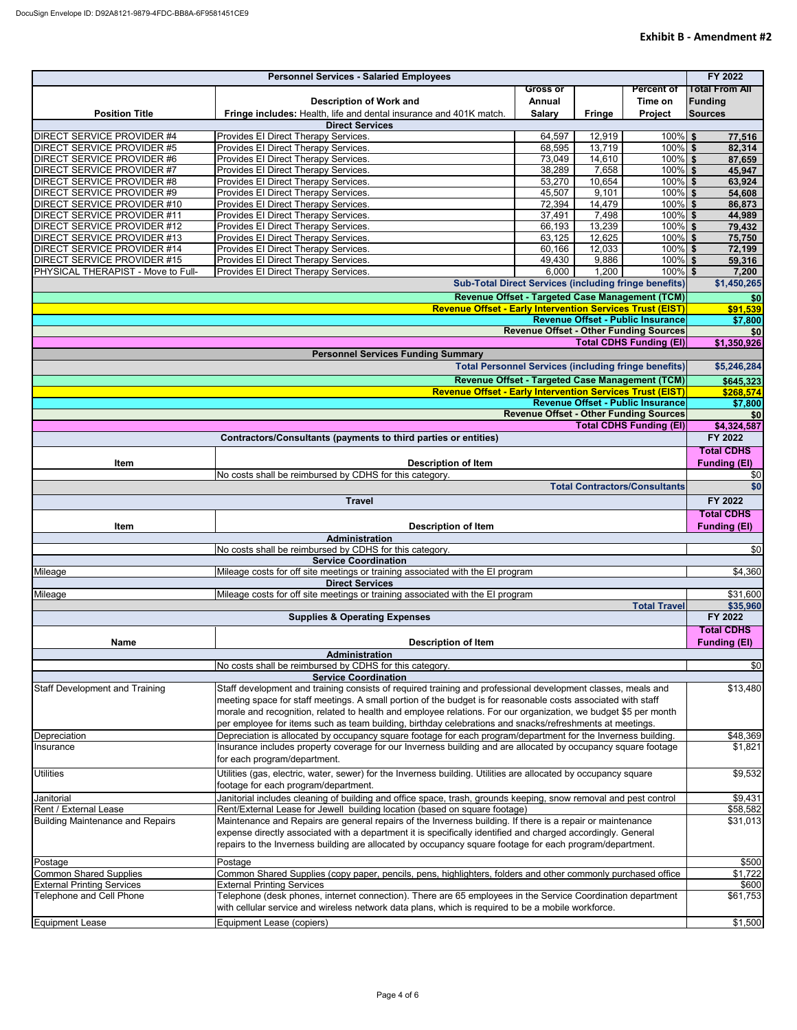**Exhibit B - Amendment #2**

| Personnel Services - Salaried Employees | | | | | FY 2022 |
|---|---|---|---|---|---|
| **Position Title** | **Description of Work and Fringe includes:** Health, life and dental insurance and 401K match. | **Gross or Annual Salary** | **Fringe** | **Percent of Time on Project** | **Total From All Funding Sources** |
| | **Direct Services** | | | | |
| DIRECT SERVICE PROVIDER #4 | Provides EI Direct Therapy Services. | 64,597 | 12,919 | 100% | $ 77,516 |
| DIRECT SERVICE PROVIDER #5 | Provides EI Direct Therapy Services. | 68,595 | 13,719 | 100% | $ 82,314 |
| DIRECT SERVICE PROVIDER #6 | Provides EI Direct Therapy Services. | 73,049 | 14,610 | 100% | $ 87,659 |
| DIRECT SERVICE PROVIDER #7 | Provides EI Direct Therapy Services. | 38,289 | 7,658 | 100% | $ 45,947 |
| DIRECT SERVICE PROVIDER #8 | Provides EI Direct Therapy Services. | 53,270 | 10,654 | 100% | $ 63,924 |
| DIRECT SERVICE PROVIDER #9 | Provides EI Direct Therapy Services. | 45,507 | 9,101 | 100% | $ 54,608 |
| DIRECT SERVICE PROVIDER #10 | Provides EI Direct Therapy Services. | 72,394 | 14,479 | 100% | $ 86,873 |
| DIRECT SERVICE PROVIDER #11 | Provides EI Direct Therapy Services. | 37,491 | 7,498 | 100% | $ 44,989 |
| DIRECT SERVICE PROVIDER #12 | Provides EI Direct Therapy Services. | 66,193 | 13,239 | 100% | $ 79,432 |
| DIRECT SERVICE PROVIDER #13 | Provides EI Direct Therapy Services. | 63,125 | 12,625 | 100% | $ 75,750 |
| DIRECT SERVICE PROVIDER #14 | Provides EI Direct Therapy Services. | 60,166 | 12,033 | 100% | $ 72,199 |
| DIRECT SERVICE PROVIDER #15 | Provides EI Direct Therapy Services. | 49,430 | 9,886 | 100% | $ 59,316 |
| PHYSICAL THERAPIST - Move to Full- | Provides EI Direct Therapy Services. | 6,000 | 1,200 | 100% | $ 7,200 |
| | | | | **Sub-Total Direct Services (including fringe benefits)** | **$1,450,265** |
| | | | | **Revenue Offset - Targeted Case Management (TCM)** | **$0** |
| | | | | **Revenue Offset - Early Intervention Services Trust (EIST)** | **$91,539** |
| | | | | **Revenue Offset - Public Insurance** | **$7,800** |
| | | | | **Revenue Offset - Other Funding Sources** | **$0** |
| | | | | **Total CDHS Funding (EI)** | **$1,350,926** |
| | **Personnel Services Funding Summary** | | | | |
| | | | | **Total Personnel Services (including fringe benefits)** | **$5,246,284** |
| | | | | **Revenue Offset - Targeted Case Management (TCM)** | **$645,323** |
| | | | | **Revenue Offset - Early Intervention Services Trust (EIST)** | **$268,574** |
| | | | | **Revenue Offset - Public Insurance** | **$7,800** |
| | | | | **Revenue Offset - Other Funding Sources** | **$0** |
| | | | | **Total CDHS Funding (EI)** | **$4,324,587** |

| Contractors/Consultants (payments to third parties or entities) | | FY 2022 |
|---|---|---|
| **Item** | **Description of Item** | **Total CDHS Funding (EI)** |
| | No costs shall be reimbursed by CDHS for this category. | $0 |
| | **Total Contractors/Consultants** | **$0** |

| Travel | | FY 2022 |
|---|---|---|
| **Item** | **Description of Item** | **Total CDHS Funding (EI)** |
| | **Administration** | |
| | No costs shall be reimbursed by CDHS for this category. | $0 |
| | **Service Coordination** | |
| Mileage | Mileage costs for off site meetings or training associated with the EI program | $4,360 |
| | **Direct Services** | |
| Mileage | Mileage costs for off site meetings or training associated with the EI program | $31,600 |
| | **Total Travel** | **$35,960** |

| Supplies & Operating Expenses | | FY 2022 |
|---|---|---|
| **Name** | **Description of Item** | **Total CDHS Funding (EI)** |
| | **Administration** | |
| | No costs shall be reimbursed by CDHS for this category. | $0 |
| | **Service Coordination** | |
| Staff Development and Training | Staff development and training consists of required training and professional development classes, meals and meeting space for staff meetings. A small portion of the budget is for reasonable costs associated with staff morale and recognition, related to health and employee relations. For our organization, we budget $5 per month per employee for items such as team building, birthday celebrations and snacks/refreshments at meetings. | $13,480 |
| Depreciation | Depreciation is allocated by occupancy square footage for each program/department for the Inverness building. | $48,369 |
| Insurance | Insurance includes property coverage for our Inverness building and are allocated by occupancy square footage for each program/department. | $1,821 |
| Utilities | Utilities (gas, electric, water, sewer) for the Inverness building. Utilities are allocated by occupancy square footage for each program/department. | $9,532 |
| Janitorial | Janitorial includes cleaning of building and office space, trash, grounds keeping, snow removal and pest control | $9,431 |
| Rent / External Lease | Rent/External Lease for Jewell building location (based on square footage) | $58,582 |
| Building Maintenance and Repairs | Maintenance and Repairs are general repairs of the Inverness building. If there is a repair or maintenance expense directly associated with a department it is specifically identified and charged accordingly. General repairs to the Inverness building are allocated by occupancy square footage for each program/department. | $31,013 |
| Postage | Postage | $500 |
| Common Shared Supplies | Common Shared Supplies (copy paper, pencils, pens, highlighters, folders and other commonly purchased office | $1,722 |
| External Printing Services | External Printing Services | $600 |
| Telephone and Cell Phone | Telephone (desk phones, internet connection). There are 65 employees in the Service Coordination department with cellular service and wireless network data plans, which is required to be a mobile workforce. | $61,753 |
| Equipment Lease | Equipment Lease (copiers) | $1,500 |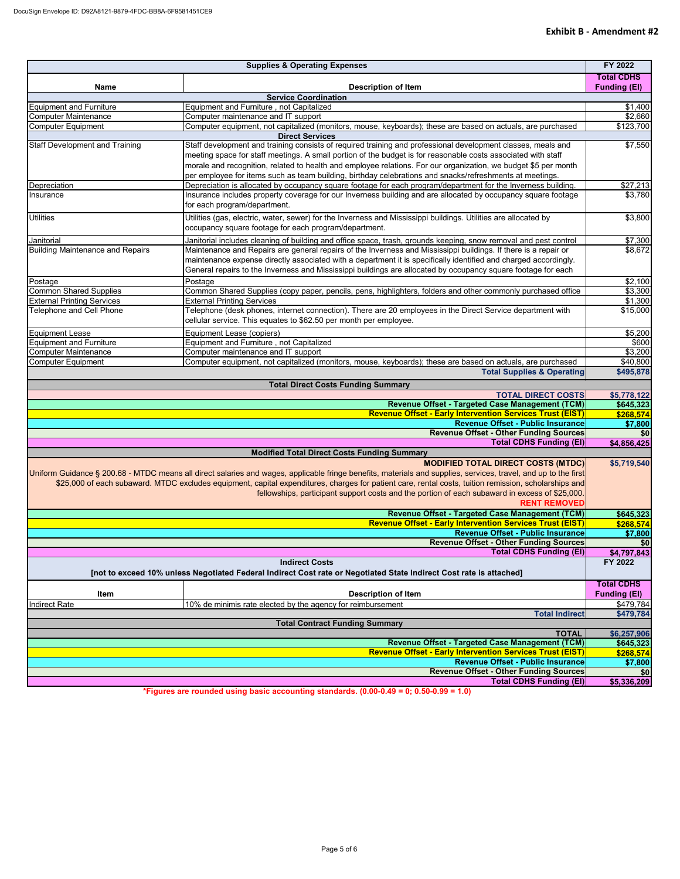**Exhibit B - Amendment #2**

| Supplies & Operating Expenses | | FY 2022 |
|---|---|---|
| **Name** | **Description of Item** | **Total CDHS Funding (EI)** |
| | **Service Coordination** | |
| Equipment and Furniture | Equipment and Furniture , not Capitalized | $1,400 |
| Computer Maintenance | Computer maintenance and IT support | $2,660 |
| Computer Equipment | Computer equipment, not capitalized (monitors, mouse, keyboards); these are based on actuals, are purchased | $123,700 |
| | **Direct Services** | |
| Staff Development and Training | Staff development and training consists of required training and professional development classes, meals and meeting space for staff meetings. A small portion of the budget is for reasonable costs associated with staff morale and recognition, related to health and employee relations. For our organization, we budget $5 per month per employee for items such as team building, birthday celebrations and snacks/refreshments at meetings. | $7,550 |
| Depreciation | Depreciation is allocated by occupancy square footage for each program/department for the Inverness building. | $27,213 |
| Insurance | Insurance includes property coverage for our Inverness building and are allocated by occupancy square footage for each program/department. | $3,780 |
| Utilities | Utilities (gas, electric, water, sewer) for the Inverness and Mississippi buildings. Utilities are allocated by occupancy square footage for each program/department. | $3,800 |
| Janitorial | Janitorial includes cleaning of building and office space, trash, grounds keeping, snow removal and pest control | $7,300 |
| Building Maintenance and Repairs | Maintenance and Repairs are general repairs of the Inverness and Mississippi buildings. If there is a repair or maintenance expense directly associated with a department it is specifically identified and charged accordingly. General repairs to the Inverness and Mississippi buildings are allocated by occupancy square footage for each | $8,672 |
| Postage | Postage | $2,100 |
| Common Shared Supplies | Common Shared Supplies (copy paper, pencils, pens, highlighters, folders and other commonly purchased office | $3,300 |
| External Printing Services | External Printing Services | $1,300 |
| Telephone and Cell Phone | Telephone (desk phones, internet connection). There are 20 employees in the Direct Service department with cellular service. This equates to $62.50 per month per employee. | $15,000 |
| Equipment Lease | Equipment Lease (copiers) | $5,200 |
| Equipment and Furniture | Equipment and Furniture , not Capitalized | $600 |
| Computer Maintenance | Computer maintenance and IT support | $3,200 |
| Computer Equipment | Computer equipment, not capitalized (monitors, mouse, keyboards); these are based on actuals, are purchased | $40,800 |
| | **Total Supplies & Operating** | **$495,878** |

| Total Direct Costs Funding Summary | |
|---|---|
| **TOTAL DIRECT COSTS** | **$5,778,122** |
| **Revenue Offset - Targeted Case Management (TCM)** | **$645,323** |
| **Revenue Offset - Early Intervention Services Trust (EIST)** | **$268,574** |
| **Revenue Offset - Public Insurance** | **$7,800** |
| **Revenue Offset - Other Funding Sources** | **$0** |
| **Total CDHS Funding (EI)** | **$4,856,425** |

| Modified Total Direct Costs Funding Summary | |
|---|---|
| **MODIFIED TOTAL DIRECT COSTS (MTDC)** Uniform Guidance § 200.68 - MTDC means all direct salaries and wages, applicable fringe benefits, materials and supplies, services, travel, and up to the first $25,000 of each subaward. MTDC excludes equipment, capital expenditures, charges for patient care, rental costs, tuition remission, scholarships and fellowships, participant support costs and the portion of each subaward in excess of $25,000. **RENT REMOVED** | **$5,719,540** |
| **Revenue Offset - Targeted Case Management (TCM)** | **$645,323** |
| **Revenue Offset - Early Intervention Services Trust (EIST)** | **$268,574** |
| **Revenue Offset - Public Insurance** | **$7,800** |
| **Revenue Offset - Other Funding Sources** | **$0** |
| **Total CDHS Funding (EI)** | **$4,797,843** |

| Indirect Costs [not to exceed 10% unless Negotiated Federal Indirect Cost rate or Negotiated State Indirect Cost rate is attached] | | FY 2022 |
|---|---|---|
| **Item** | **Description of Item** | **Total CDHS Funding (EI)** |
| Indirect Rate | 10% de minimis rate elected by the agency for reimbursement | $479,784 |
| | **Total Indirect** | **$479,784** |

| Total Contract Funding Summary | |
|---|---|
| **TOTAL** | **$6,257,906** |
| **Revenue Offset - Targeted Case Management (TCM)** | **$645,323** |
| **Revenue Offset - Early Intervention Services Trust (EIST)** | **$268,574** |
| **Revenue Offset - Public Insurance** | **$7,800** |
| **Revenue Offset - Other Funding Sources** | **$0** |
| **Total CDHS Funding (EI)** | **$5,336,209** |

***Figures are rounded using basic accounting standards. (0.00-0.49 = 0; 0.50-0.99 = 1.0)**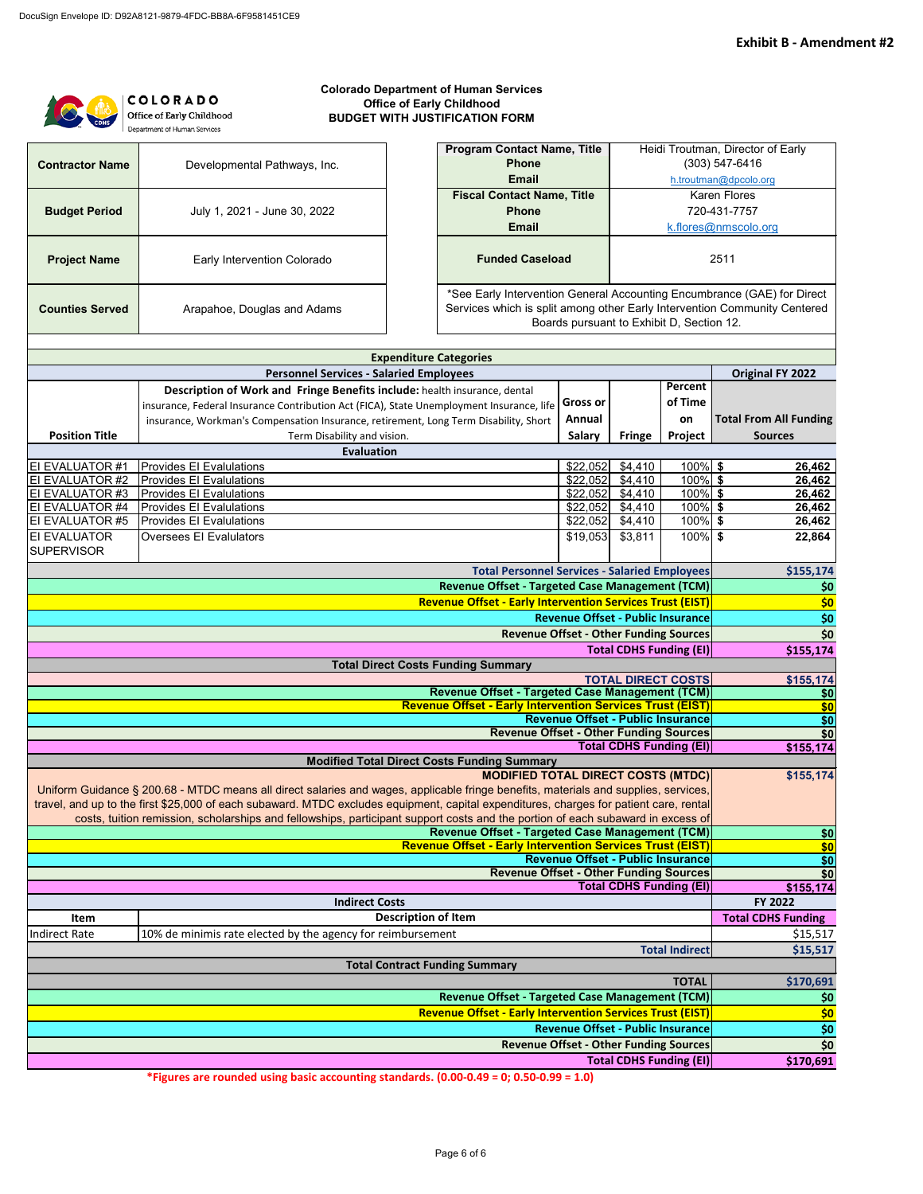DocuSign Envelope ID: D92A8121-9879-4FDC-BB8A-6F9581451CE9

**Exhibit B - Amendment #2**

**COLORADO**
Office of Early Childhood
Department of Human Services

**Colorado Department of Human Services**
**Office of Early Childhood**
**BUDGET WITH JUSTIFICATION FORM**

| | |
|---|---|
| **Contractor Name** | Developmental Pathways, Inc. |
| **Budget Period** | July 1, 2021 - June 30, 2022 |
| **Project Name** | Early Intervention Colorado |
| **Counties Served** | Arapahoe, Douglas and Adams |

| | |
|---|---|
| **Program Contact Name, Title / Phone / Email** | Heidi Troutman, Director of Early / (303) 547-6416 / h.troutman@dpcolo.org |
| **Fiscal Contact Name, Title / Phone / Email** | Karen Flores / 720-431-7757 / k.flores@nmscolo.org |
| **Funded Caseload** | 2511 |

*See Early Intervention General Accounting Encumbrance (GAE) for Direct Services which is split among other Early Intervention Community Centered Boards pursuant to Exhibit D, Section 12.

**Expenditure Categories**

**Personnel Services - Salaried Employees**

| Position Title | Description of Work and Fringe Benefits include: health insurance, dental insurance, Federal Insurance Contribution Act (FICA), State Unemployment Insurance, life insurance, Workman's Compensation Insurance, retirement, Long Term Disability, Short Term Disability and vision. | Gross or Annual Salary | Fringe | Percent of Time on Project | Original FY 2022 Total From All Funding Sources |
|---|---|---|---|---|---|
| **Evaluation** | | | | | |
| EI EVALUATOR #1 | Provides EI Evalulations | $22,052 | $4,410 | 100% | $ 26,462 |
| EI EVALUATOR #2 | Provides EI Evalulations | $22,052 | $4,410 | 100% | $ 26,462 |
| EI EVALUATOR #3 | Provides EI Evalulations | $22,052 | $4,410 | 100% | $ 26,462 |
| EI EVALUATOR #4 | Provides EI Evalulations | $22,052 | $4,410 | 100% | $ 26,462 |
| EI EVALUATOR #5 | Provides EI Evalulations | $22,052 | $4,410 | 100% | $ 26,462 |
| EI EVALUATOR SUPERVISOR | Oversees EI Evaluators | $19,053 | $3,811 | 100% | $ 22,864 |
| | | | | **Total Personnel Services - Salaried Employees** | **$155,174** |
| | | | | **Revenue Offset - Targeted Case Management (TCM)** | **$0** |
| | | | | **Revenue Offset - Early Intervention Services Trust (EIST)** | **$0** |
| | | | | **Revenue Offset - Public Insurance** | **$0** |
| | | | | **Revenue Offset - Other Funding Sources** | **$0** |
| | | | | **Total CDHS Funding (EI)** | **$155,174** |

**Total Direct Costs Funding Summary**

| | |
|---|---|
| **TOTAL DIRECT COSTS** | **$155,174** |
| **Revenue Offset - Targeted Case Management (TCM)** | **$0** |
| **Revenue Offset - Early Intervention Services Trust (EIST)** | **$0** |
| **Revenue Offset - Public Insurance** | **$0** |
| **Revenue Offset - Other Funding Sources** | **$0** |
| **Total CDHS Funding (EI)** | **$155,174** |

**Modified Total Direct Costs Funding Summary**

| | |
|---|---|
| **MODIFIED TOTAL DIRECT COSTS (MTDC)** | **$155,174** |
| Uniform Guidance § 200.68 - MTDC means all direct salaries and wages, applicable fringe benefits, materials and supplies, services, travel, and up to the first $25,000 of each subaward. MTDC excludes equipment, capital expenditures, charges for patient care, rental costs, tuition remission, scholarships and fellowships, participant support costs and the portion of each subaward in excess of | |
| **Revenue Offset - Targeted Case Management (TCM)** | **$0** |
| **Revenue Offset - Early Intervention Services Trust (EIST)** | **$0** |
| **Revenue Offset - Public Insurance** | **$0** |
| **Revenue Offset - Other Funding Sources** | **$0** |
| **Total CDHS Funding (EI)** | **$155,174** |

**Indirect Costs**

| Item | Description of Item | FY 2022 Total CDHS Funding |
|---|---|---|
| Indirect Rate | 10% de minimis rate elected by the agency for reimbursement | $15,517 |
| | **Total Indirect** | **$15,517** |

**Total Contract Funding Summary**

| | |
|---|---|
| **TOTAL** | **$170,691** |
| **Revenue Offset - Targeted Case Management (TCM)** | **$0** |
| **Revenue Offset - Early Intervention Services Trust (EIST)** | **$0** |
| **Revenue Offset - Public Insurance** | **$0** |
| **Revenue Offset - Other Funding Sources** | **$0** |
| **Total CDHS Funding (EI)** | **$170,691** |

**\*Figures are rounded using basic accounting standards. (0.00-0.49 = 0; 0.50-0.99 = 1.0)**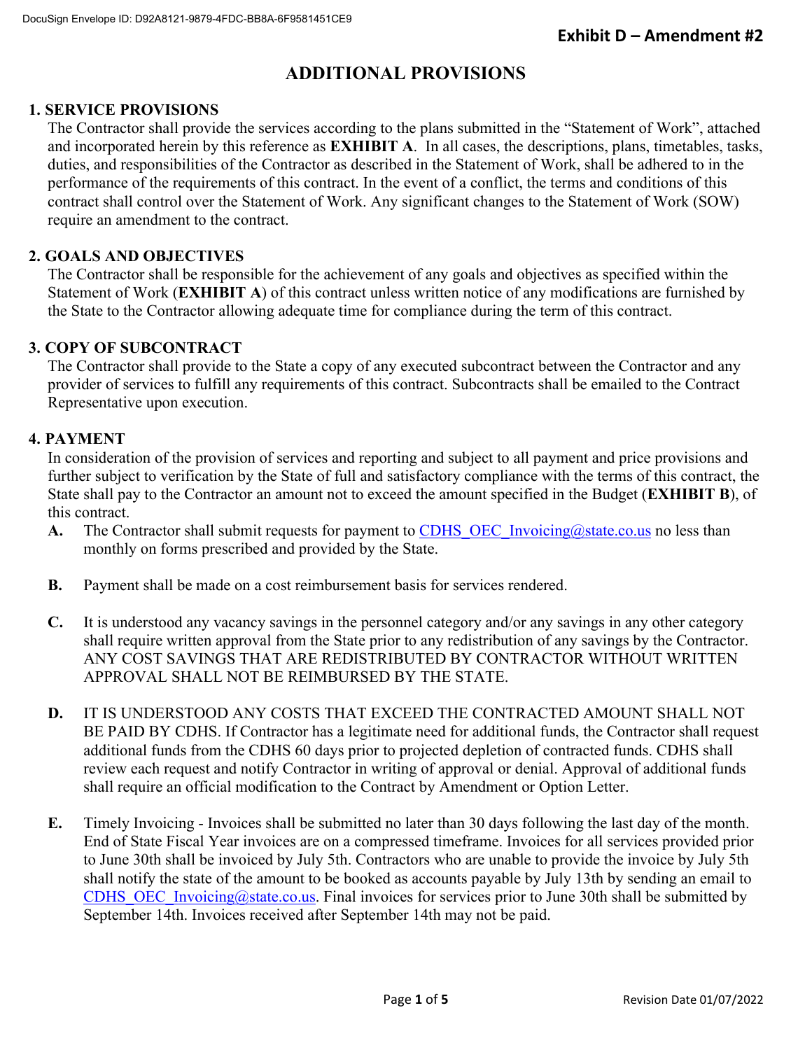Exhibit D – Amendment #2

# ADDITIONAL PROVISIONS

## 1. SERVICE PROVISIONS

The Contractor shall provide the services according to the plans submitted in the "Statement of Work", attached and incorporated herein by this reference as **EXHIBIT A**. In all cases, the descriptions, plans, timetables, tasks, duties, and responsibilities of the Contractor as described in the Statement of Work, shall be adhered to in the performance of the requirements of this contract. In the event of a conflict, the terms and conditions of this contract shall control over the Statement of Work. Any significant changes to the Statement of Work (SOW) require an amendment to the contract.

## 2. GOALS AND OBJECTIVES

The Contractor shall be responsible for the achievement of any goals and objectives as specified within the Statement of Work (**EXHIBIT A**) of this contract unless written notice of any modifications are furnished by the State to the Contractor allowing adequate time for compliance during the term of this contract.

## 3. COPY OF SUBCONTRACT

The Contractor shall provide to the State a copy of any executed subcontract between the Contractor and any provider of services to fulfill any requirements of this contract. Subcontracts shall be emailed to the Contract Representative upon execution.

## 4. PAYMENT

In consideration of the provision of services and reporting and subject to all payment and price provisions and further subject to verification by the State of full and satisfactory compliance with the terms of this contract, the State shall pay to the Contractor an amount not to exceed the amount specified in the Budget (**EXHIBIT B**), of this contract.

**A.** The Contractor shall submit requests for payment to CDHS_OEC_Invoicing@state.co.us no less than monthly on forms prescribed and provided by the State.

**B.** Payment shall be made on a cost reimbursement basis for services rendered.

**C.** It is understood any vacancy savings in the personnel category and/or any savings in any other category shall require written approval from the State prior to any redistribution of any savings by the Contractor. ANY COST SAVINGS THAT ARE REDISTRIBUTED BY CONTRACTOR WITHOUT WRITTEN APPROVAL SHALL NOT BE REIMBURSED BY THE STATE.

**D.** IT IS UNDERSTOOD ANY COSTS THAT EXCEED THE CONTRACTED AMOUNT SHALL NOT BE PAID BY CDHS. If Contractor has a legitimate need for additional funds, the Contractor shall request additional funds from the CDHS 60 days prior to projected depletion of contracted funds. CDHS shall review each request and notify Contractor in writing of approval or denial. Approval of additional funds shall require an official modification to the Contract by Amendment or Option Letter.

**E.** Timely Invoicing - Invoices shall be submitted no later than 30 days following the last day of the month. End of State Fiscal Year invoices are on a compressed timeframe. Invoices for all services provided prior to June 30th shall be invoiced by July 5th. Contractors who are unable to provide the invoice by July 5th shall notify the state of the amount to be booked as accounts payable by July 13th by sending an email to CDHS_OEC_Invoicing@state.co.us. Final invoices for services prior to June 30th shall be submitted by September 14th. Invoices received after September 14th may not be paid.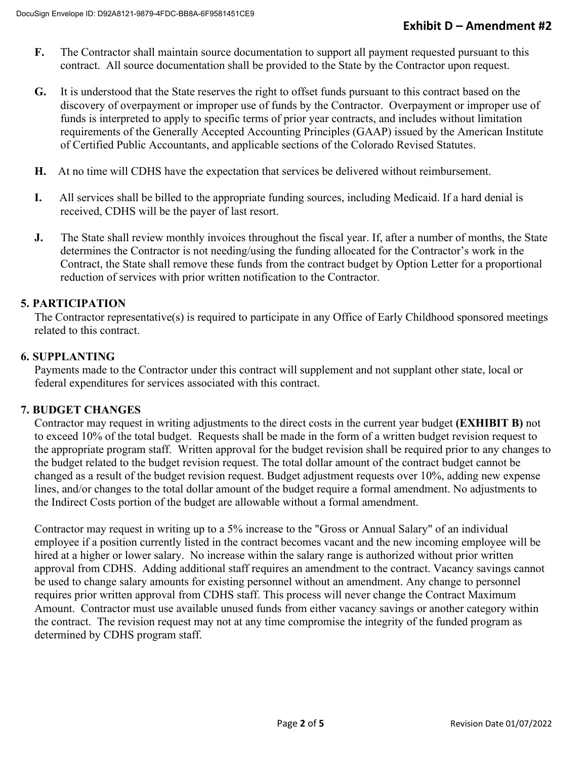**F.** The Contractor shall maintain source documentation to support all payment requested pursuant to this contract. All source documentation shall be provided to the State by the Contractor upon request.

**G.** It is understood that the State reserves the right to offset funds pursuant to this contract based on the discovery of overpayment or improper use of funds by the Contractor. Overpayment or improper use of funds is interpreted to apply to specific terms of prior year contracts, and includes without limitation requirements of the Generally Accepted Accounting Principles (GAAP) issued by the American Institute of Certified Public Accountants, and applicable sections of the Colorado Revised Statutes.

**H.** At no time will CDHS have the expectation that services be delivered without reimbursement.

**I.** All services shall be billed to the appropriate funding sources, including Medicaid. If a hard denial is received, CDHS will be the payer of last resort.

**J.** The State shall review monthly invoices throughout the fiscal year. If, after a number of months, the State determines the Contractor is not needing/using the funding allocated for the Contractor's work in the Contract, the State shall remove these funds from the contract budget by Option Letter for a proportional reduction of services with prior written notification to the Contractor.

## 5. PARTICIPATION

The Contractor representative(s) is required to participate in any Office of Early Childhood sponsored meetings related to this contract.

## 6. SUPPLANTING

Payments made to the Contractor under this contract will supplement and not supplant other state, local or federal expenditures for services associated with this contract.

## 7. BUDGET CHANGES

Contractor may request in writing adjustments to the direct costs in the current year budget **(EXHIBIT B)** not to exceed 10% of the total budget. Requests shall be made in the form of a written budget revision request to the appropriate program staff. Written approval for the budget revision shall be required prior to any changes to the budget related to the budget revision request. The total dollar amount of the contract budget cannot be changed as a result of the budget revision request. Budget adjustment requests over 10%, adding new expense lines, and/or changes to the total dollar amount of the budget require a formal amendment. No adjustments to the Indirect Costs portion of the budget are allowable without a formal amendment.

Contractor may request in writing up to a 5% increase to the "Gross or Annual Salary" of an individual employee if a position currently listed in the contract becomes vacant and the new incoming employee will be hired at a higher or lower salary. No increase within the salary range is authorized without prior written approval from CDHS. Adding additional staff requires an amendment to the contract. Vacancy savings cannot be used to change salary amounts for existing personnel without an amendment. Any change to personnel requires prior written approval from CDHS staff. This process will never change the Contract Maximum Amount. Contractor must use available unused funds from either vacancy savings or another category within the contract. The revision request may not at any time compromise the integrity of the funded program as determined by CDHS program staff.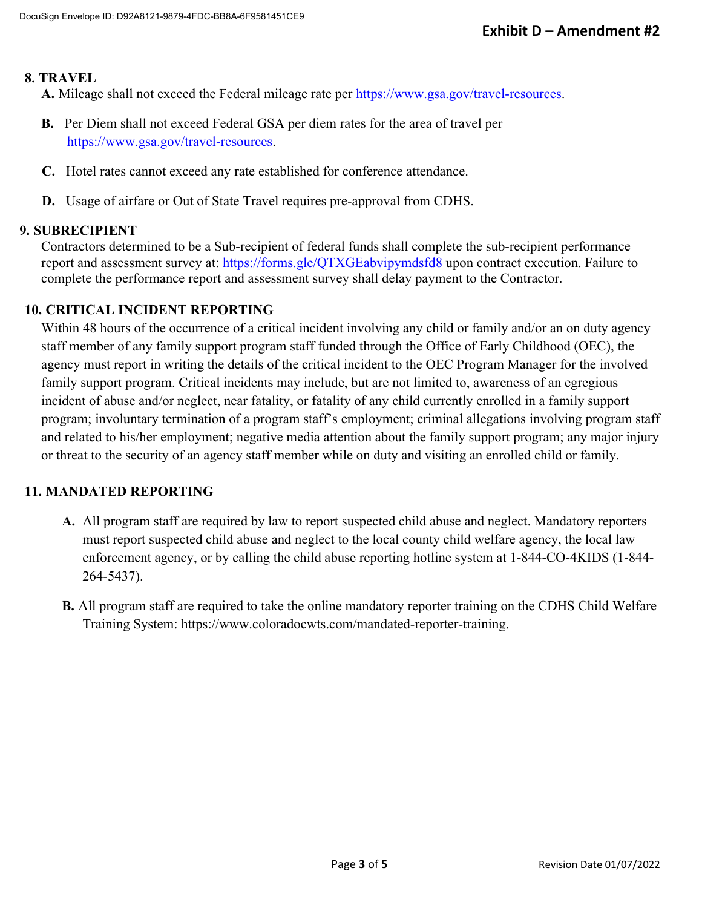**8. TRAVEL**

**A.** Mileage shall not exceed the Federal mileage rate per https://www.gsa.gov/travel-resources.

**B.** Per Diem shall not exceed Federal GSA per diem rates for the area of travel per https://www.gsa.gov/travel-resources.

**C.** Hotel rates cannot exceed any rate established for conference attendance.

**D.** Usage of airfare or Out of State Travel requires pre-approval from CDHS.

**9. SUBRECIPIENT**

Contractors determined to be a Sub-recipient of federal funds shall complete the sub-recipient performance report and assessment survey at: https://forms.gle/QTXGEabvipymdsfd8 upon contract execution. Failure to complete the performance report and assessment survey shall delay payment to the Contractor.

**10. CRITICAL INCIDENT REPORTING**

Within 48 hours of the occurrence of a critical incident involving any child or family and/or an on duty agency staff member of any family support program staff funded through the Office of Early Childhood (OEC), the agency must report in writing the details of the critical incident to the OEC Program Manager for the involved family support program. Critical incidents may include, but are not limited to, awareness of an egregious incident of abuse and/or neglect, near fatality, or fatality of any child currently enrolled in a family support program; involuntary termination of a program staff's employment; criminal allegations involving program staff and related to his/her employment; negative media attention about the family support program; any major injury or threat to the security of an agency staff member while on duty and visiting an enrolled child or family.

**11. MANDATED REPORTING**

**A.** All program staff are required by law to report suspected child abuse and neglect. Mandatory reporters must report suspected child abuse and neglect to the local county child welfare agency, the local law enforcement agency, or by calling the child abuse reporting hotline system at 1-844-CO-4KIDS (1-844-264-5437).

**B.** All program staff are required to take the online mandatory reporter training on the CDHS Child Welfare Training System: https://www.coloradocwts.com/mandated-reporter-training.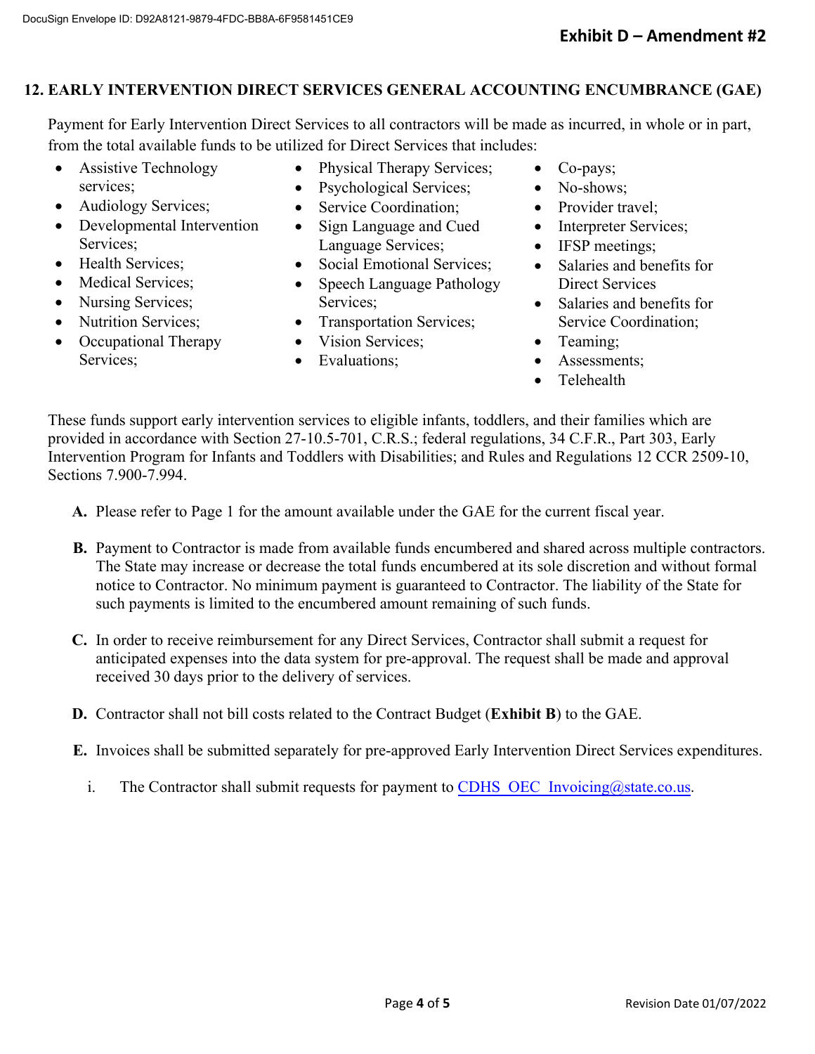## 12. EARLY INTERVENTION DIRECT SERVICES GENERAL ACCOUNTING ENCUMBRANCE (GAE)

Payment for Early Intervention Direct Services to all contractors will be made as incurred, in whole or in part, from the total available funds to be utilized for Direct Services that includes:

- Assistive Technology services;
- Audiology Services;
- Developmental Intervention Services;
- Health Services;
- Medical Services;
- Nursing Services;
- Nutrition Services;
- Occupational Therapy Services;
- Physical Therapy Services;
- Psychological Services;
- Service Coordination;
- Sign Language and Cued Language Services;
- Social Emotional Services;
- Speech Language Pathology Services;
- Transportation Services;
- Vision Services;
- Evaluations;
- Co-pays;
- No-shows;
- Provider travel;
- Interpreter Services;
- IFSP meetings;
- Salaries and benefits for Direct Services
- Salaries and benefits for Service Coordination;
- Teaming;
- Assessments;
- Telehealth

These funds support early intervention services to eligible infants, toddlers, and their families which are provided in accordance with Section 27-10.5-701, C.R.S.; federal regulations, 34 C.F.R., Part 303, Early Intervention Program for Infants and Toddlers with Disabilities; and Rules and Regulations 12 CCR 2509-10, Sections 7.900-7.994.

**A.** Please refer to Page 1 for the amount available under the GAE for the current fiscal year.

**B.** Payment to Contractor is made from available funds encumbered and shared across multiple contractors. The State may increase or decrease the total funds encumbered at its sole discretion and without formal notice to Contractor. No minimum payment is guaranteed to Contractor. The liability of the State for such payments is limited to the encumbered amount remaining of such funds.

**C.** In order to receive reimbursement for any Direct Services, Contractor shall submit a request for anticipated expenses into the data system for pre-approval. The request shall be made and approval received 30 days prior to the delivery of services.

**D.** Contractor shall not bill costs related to the Contract Budget (**Exhibit B**) to the GAE.

**E.** Invoices shall be submitted separately for pre-approved Early Intervention Direct Services expenditures.

i. The Contractor shall submit requests for payment to CDHS_OEC_Invoicing@state.co.us.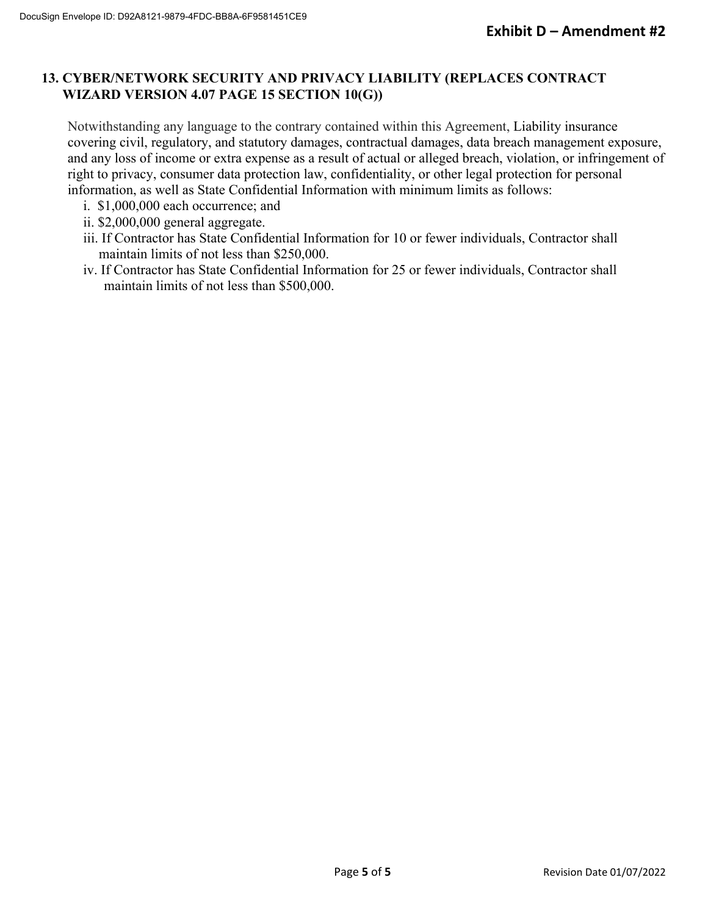## 13. CYBER/NETWORK SECURITY AND PRIVACY LIABILITY (REPLACES CONTRACT WIZARD VERSION 4.07 PAGE 15 SECTION 10(G))

Notwithstanding any language to the contrary contained within this Agreement, Liability insurance covering civil, regulatory, and statutory damages, contractual damages, data breach management exposure, and any loss of income or extra expense as a result of actual or alleged breach, violation, or infringement of right to privacy, consumer data protection law, confidentiality, or other legal protection for personal information, as well as State Confidential Information with minimum limits as follows:

i. $1,000,000 each occurrence; and

ii. $2,000,000 general aggregate.

iii. If Contractor has State Confidential Information for 10 or fewer individuals, Contractor shall maintain limits of not less than $250,000.

iv. If Contractor has State Confidential Information for 25 or fewer individuals, Contractor shall maintain limits of not less than $500,000.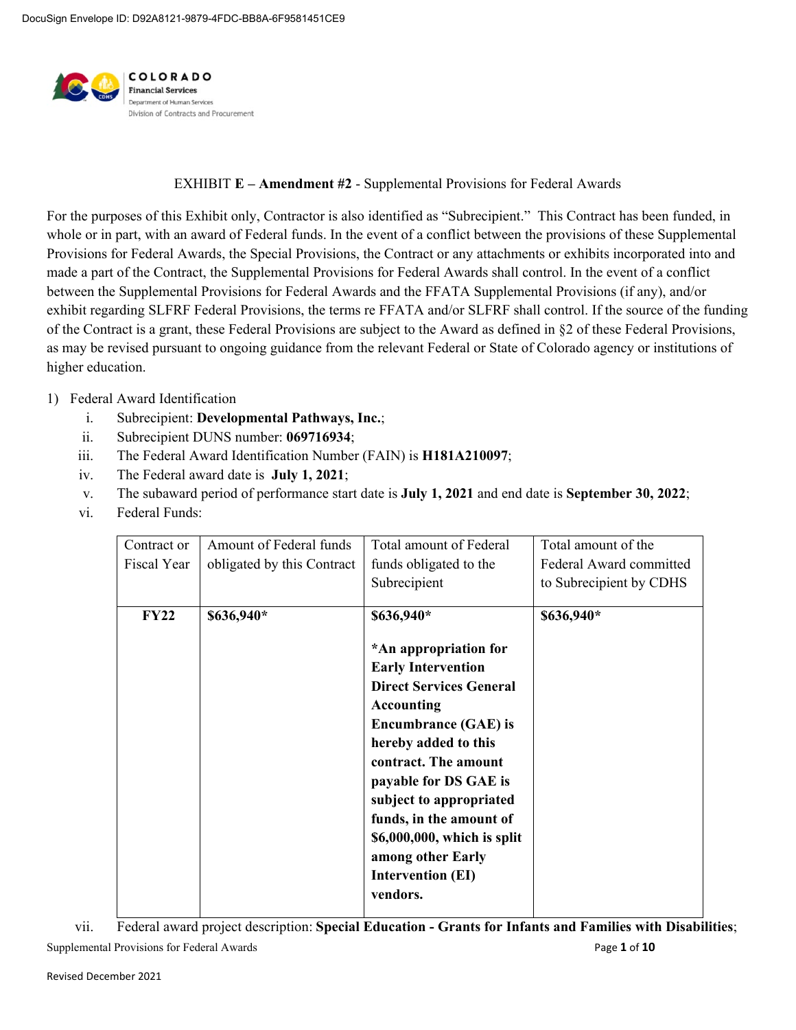DocuSign Envelope ID: D92A8121-9879-4FDC-BB8A-6F9581451CE9

COLORADO
Financial Services
Department of Human Services
Division of Contracts and Procurement

EXHIBIT **E – Amendment #2** - Supplemental Provisions for Federal Awards

For the purposes of this Exhibit only, Contractor is also identified as "Subrecipient." This Contract has been funded, in whole or in part, with an award of Federal funds. In the event of a conflict between the provisions of these Supplemental Provisions for Federal Awards, the Special Provisions, the Contract or any attachments or exhibits incorporated into and made a part of the Contract, the Supplemental Provisions for Federal Awards shall control. In the event of a conflict between the Supplemental Provisions for Federal Awards and the FFATA Supplemental Provisions (if any), and/or exhibit regarding SLFRF Federal Provisions, the terms re FFATA and/or SLFRF shall control. If the source of the funding of the Contract is a grant, these Federal Provisions are subject to the Award as defined in §2 of these Federal Provisions, as may be revised pursuant to ongoing guidance from the relevant Federal or State of Colorado agency or institutions of higher education.

1) Federal Award Identification
   i. Subrecipient: **Developmental Pathways, Inc.**;
   ii. Subrecipient DUNS number: **069716934**;
   iii. The Federal Award Identification Number (FAIN) is **H181A210097**;
   iv. The Federal award date is **July 1, 2021**;
   v. The subaward period of performance start date is **July 1, 2021** and end date is **September 30, 2022**;
   vi. Federal Funds:

| Contract or Fiscal Year | Amount of Federal funds obligated by this Contract | Total amount of Federal funds obligated to the Subrecipient | Total amount of the Federal Award committed to Subrecipient by CDHS |
|---|---|---|---|
| **FY22** | **$636,940*** | **$636,940***<br><br>***An appropriation for Early Intervention Direct Services General Accounting Encumbrance (GAE) is hereby added to this contract. The amount payable for DS GAE is subject to appropriated funds, in the amount of $6,000,000, which is split among other Early Intervention (EI) vendors.** | **$636,940*** |

   vii. Federal award project description: **Special Education - Grants for Infants and Families with Disabilities**;

Revised December 2021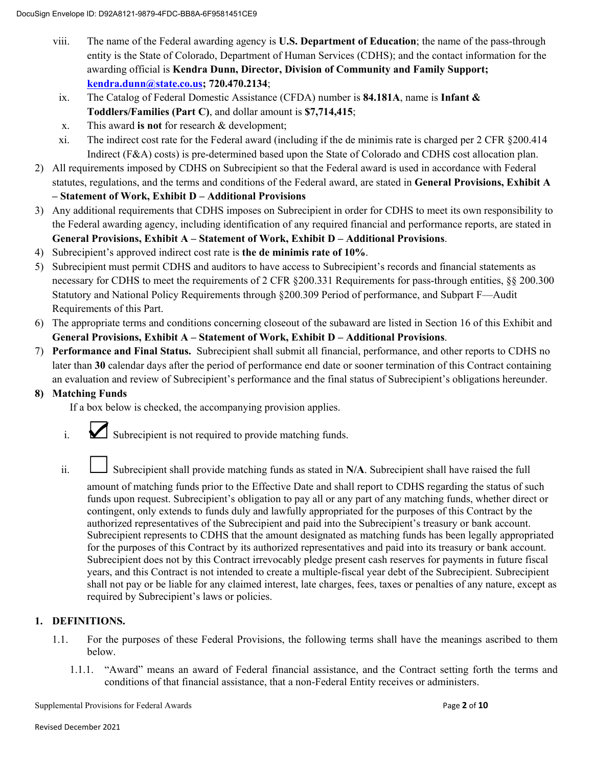viii. The name of the Federal awarding agency is **U.S. Department of Education**; the name of the pass-through entity is the State of Colorado, Department of Human Services (CDHS); and the contact information for the awarding official is **Kendra Dunn, Director, Division of Community and Family Support; kendra.dunn@state.co.us; 720.470.2134**;

ix. The Catalog of Federal Domestic Assistance (CFDA) number is **84.181A**, name is **Infant & Toddlers/Families (Part C)**, and dollar amount is **$7,714,415**;

x. This award **is not** for research & development;

xi. The indirect cost rate for the Federal award (including if the de minimis rate is charged per 2 CFR §200.414 Indirect (F&A) costs) is pre-determined based upon the State of Colorado and CDHS cost allocation plan.

2) All requirements imposed by CDHS on Subrecipient so that the Federal award is used in accordance with Federal statutes, regulations, and the terms and conditions of the Federal award, are stated in **General Provisions, Exhibit A – Statement of Work, Exhibit D – Additional Provisions**

3) Any additional requirements that CDHS imposes on Subrecipient in order for CDHS to meet its own responsibility to the Federal awarding agency, including identification of any required financial and performance reports, are stated in **General Provisions, Exhibit A – Statement of Work, Exhibit D – Additional Provisions**.

4) Subrecipient's approved indirect cost rate is **the de minimis rate of 10%**.

5) Subrecipient must permit CDHS and auditors to have access to Subrecipient's records and financial statements as necessary for CDHS to meet the requirements of 2 CFR §200.331 Requirements for pass-through entities, §§ 200.300 Statutory and National Policy Requirements through §200.309 Period of performance, and Subpart F—Audit Requirements of this Part.

6) The appropriate terms and conditions concerning closeout of the subaward are listed in Section 16 of this Exhibit and **General Provisions, Exhibit A – Statement of Work, Exhibit D – Additional Provisions**.

7) **Performance and Final Status.** Subrecipient shall submit all financial, performance, and other reports to CDHS no later than **30** calendar days after the period of performance end date or sooner termination of this Contract containing an evaluation and review of Subrecipient's performance and the final status of Subrecipient's obligations hereunder.

**8) Matching Funds**

If a box below is checked, the accompanying provision applies.

i. ☑ Subrecipient is not required to provide matching funds.

ii. ☐ Subrecipient shall provide matching funds as stated in **N/A**. Subrecipient shall have raised the full amount of matching funds prior to the Effective Date and shall report to CDHS regarding the status of such funds upon request. Subrecipient's obligation to pay all or any part of any matching funds, whether direct or contingent, only extends to funds duly and lawfully appropriated for the purposes of this Contract by the authorized representatives of the Subrecipient and paid into the Subrecipient's treasury or bank account. Subrecipient represents to CDHS that the amount designated as matching funds has been legally appropriated for the purposes of this Contract by its authorized representatives and paid into its treasury or bank account. Subrecipient does not by this Contract irrevocably pledge present cash reserves for payments in future fiscal years, and this Contract is not intended to create a multiple-fiscal year debt of the Subrecipient. Subrecipient shall not pay or be liable for any claimed interest, late charges, fees, taxes or penalties of any nature, except as required by Subrecipient's laws or policies.

## 1. DEFINITIONS.

1.1. For the purposes of these Federal Provisions, the following terms shall have the meanings ascribed to them below.

1.1.1. "Award" means an award of Federal financial assistance, and the Contract setting forth the terms and conditions of that financial assistance, that a non-Federal Entity receives or administers.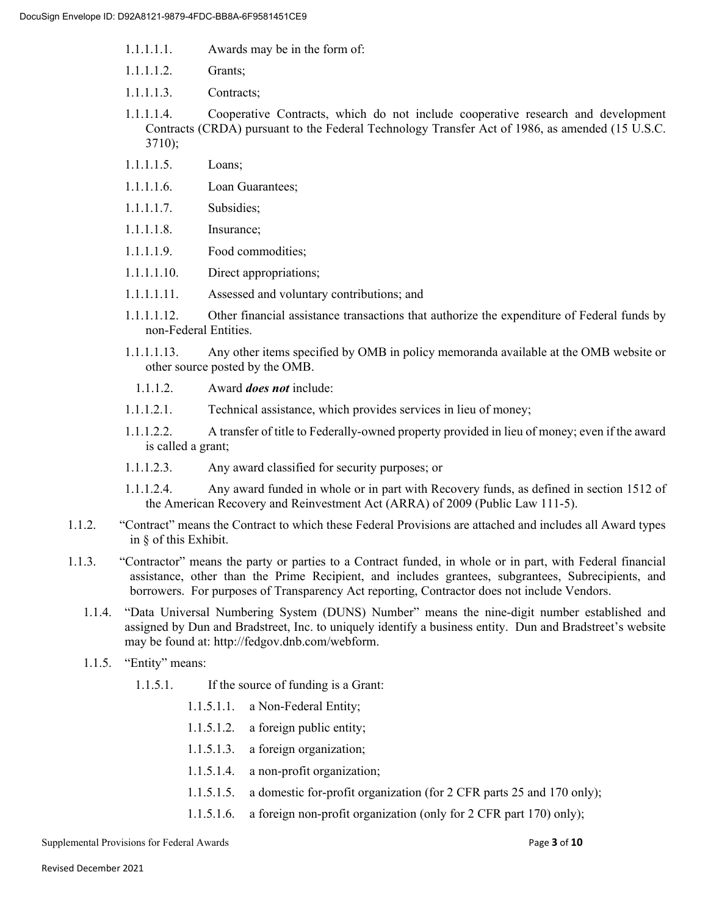1.1.1.1.1. Awards may be in the form of:

1.1.1.1.2. Grants;

1.1.1.1.3. Contracts;

1.1.1.1.4. Cooperative Contracts, which do not include cooperative research and development Contracts (CRDA) pursuant to the Federal Technology Transfer Act of 1986, as amended (15 U.S.C. 3710);

1.1.1.1.5. Loans;

1.1.1.1.6. Loan Guarantees;

1.1.1.1.7. Subsidies;

1.1.1.1.8. Insurance;

1.1.1.1.9. Food commodities;

1.1.1.1.10. Direct appropriations;

1.1.1.1.11. Assessed and voluntary contributions; and

1.1.1.1.12. Other financial assistance transactions that authorize the expenditure of Federal funds by non-Federal Entities.

1.1.1.1.13. Any other items specified by OMB in policy memoranda available at the OMB website or other source posted by the OMB.

1.1.1.2. Award ***does not*** include:

1.1.1.2.1. Technical assistance, which provides services in lieu of money;

1.1.1.2.2. A transfer of title to Federally-owned property provided in lieu of money; even if the award is called a grant;

1.1.1.2.3. Any award classified for security purposes; or

1.1.1.2.4. Any award funded in whole or in part with Recovery funds, as defined in section 1512 of the American Recovery and Reinvestment Act (ARRA) of 2009 (Public Law 111-5).

1.1.2. "Contract" means the Contract to which these Federal Provisions are attached and includes all Award types in § of this Exhibit.

1.1.3. "Contractor" means the party or parties to a Contract funded, in whole or in part, with Federal financial assistance, other than the Prime Recipient, and includes grantees, subgrantees, Subrecipients, and borrowers. For purposes of Transparency Act reporting, Contractor does not include Vendors.

1.1.4. "Data Universal Numbering System (DUNS) Number" means the nine-digit number established and assigned by Dun and Bradstreet, Inc. to uniquely identify a business entity. Dun and Bradstreet's website may be found at: http://fedgov.dnb.com/webform.

1.1.5. "Entity" means:

1.1.5.1. If the source of funding is a Grant:

1.1.5.1.1. a Non-Federal Entity;

1.1.5.1.2. a foreign public entity;

1.1.5.1.3. a foreign organization;

1.1.5.1.4. a non-profit organization;

1.1.5.1.5. a domestic for-profit organization (for 2 CFR parts 25 and 170 only);

1.1.5.1.6. a foreign non-profit organization (only for 2 CFR part 170) only);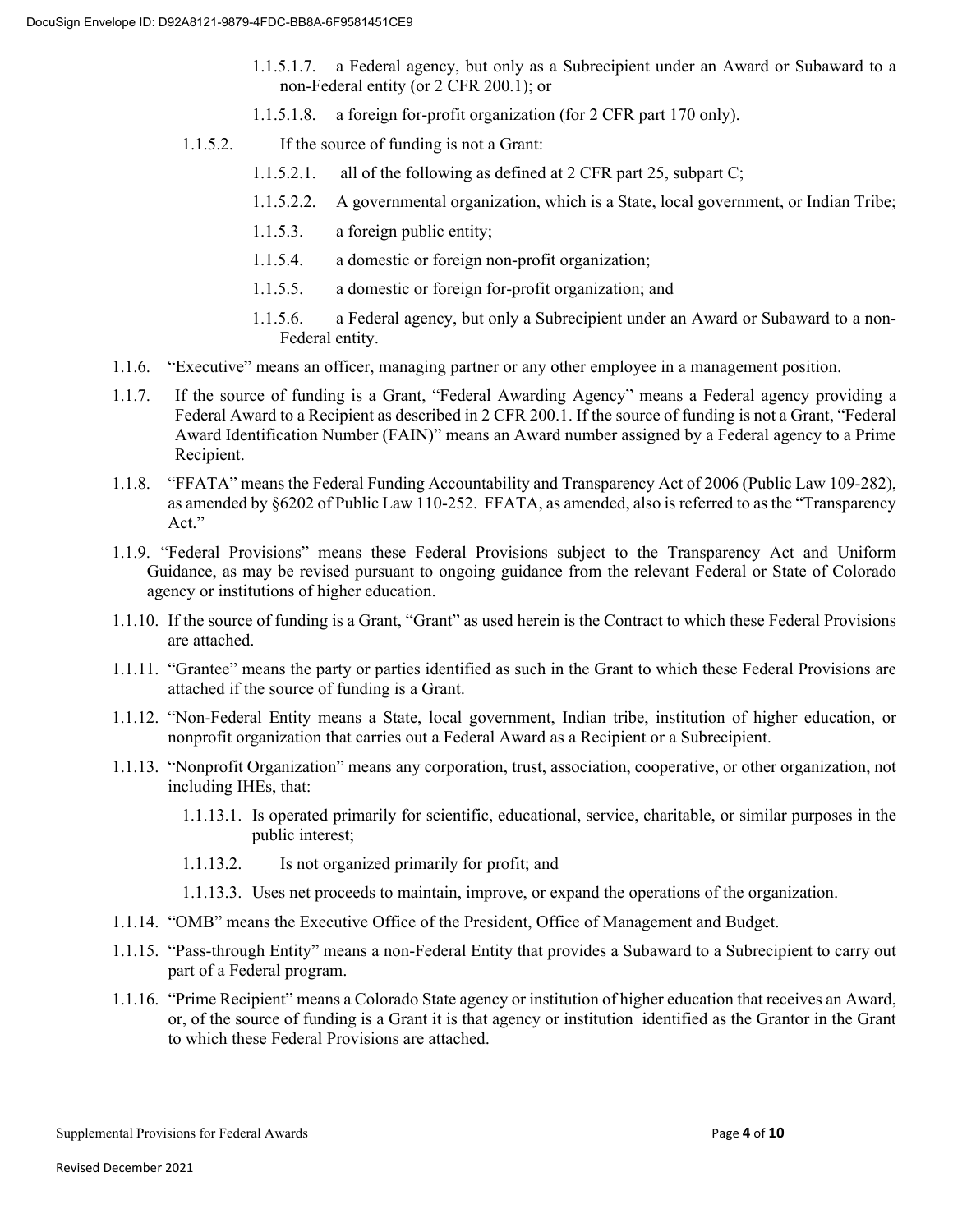1.1.5.1.7. a Federal agency, but only as a Subrecipient under an Award or Subaward to a non-Federal entity (or 2 CFR 200.1); or

1.1.5.1.8. a foreign for-profit organization (for 2 CFR part 170 only).

1.1.5.2. If the source of funding is not a Grant:

1.1.5.2.1. all of the following as defined at 2 CFR part 25, subpart C;

1.1.5.2.2. A governmental organization, which is a State, local government, or Indian Tribe;

1.1.5.3. a foreign public entity;

1.1.5.4. a domestic or foreign non-profit organization;

1.1.5.5. a domestic or foreign for-profit organization; and

1.1.5.6. a Federal agency, but only a Subrecipient under an Award or Subaward to a non-Federal entity.

1.1.6. "Executive" means an officer, managing partner or any other employee in a management position.

1.1.7. If the source of funding is a Grant, "Federal Awarding Agency" means a Federal agency providing a Federal Award to a Recipient as described in 2 CFR 200.1. If the source of funding is not a Grant, "Federal Award Identification Number (FAIN)" means an Award number assigned by a Federal agency to a Prime Recipient.

1.1.8. "FFATA" means the Federal Funding Accountability and Transparency Act of 2006 (Public Law 109-282), as amended by §6202 of Public Law 110-252. FFATA, as amended, also is referred to as the "Transparency Act."

1.1.9. "Federal Provisions" means these Federal Provisions subject to the Transparency Act and Uniform Guidance, as may be revised pursuant to ongoing guidance from the relevant Federal or State of Colorado agency or institutions of higher education.

1.1.10. If the source of funding is a Grant, "Grant" as used herein is the Contract to which these Federal Provisions are attached.

1.1.11. "Grantee" means the party or parties identified as such in the Grant to which these Federal Provisions are attached if the source of funding is a Grant.

1.1.12. "Non-Federal Entity means a State, local government, Indian tribe, institution of higher education, or nonprofit organization that carries out a Federal Award as a Recipient or a Subrecipient.

1.1.13. "Nonprofit Organization" means any corporation, trust, association, cooperative, or other organization, not including IHEs, that:

1.1.13.1. Is operated primarily for scientific, educational, service, charitable, or similar purposes in the public interest;

1.1.13.2. Is not organized primarily for profit; and

1.1.13.3. Uses net proceeds to maintain, improve, or expand the operations of the organization.

1.1.14. "OMB" means the Executive Office of the President, Office of Management and Budget.

1.1.15. "Pass-through Entity" means a non-Federal Entity that provides a Subaward to a Subrecipient to carry out part of a Federal program.

1.1.16. "Prime Recipient" means a Colorado State agency or institution of higher education that receives an Award, or, of the source of funding is a Grant it is that agency or institution identified as the Grantor in the Grant to which these Federal Provisions are attached.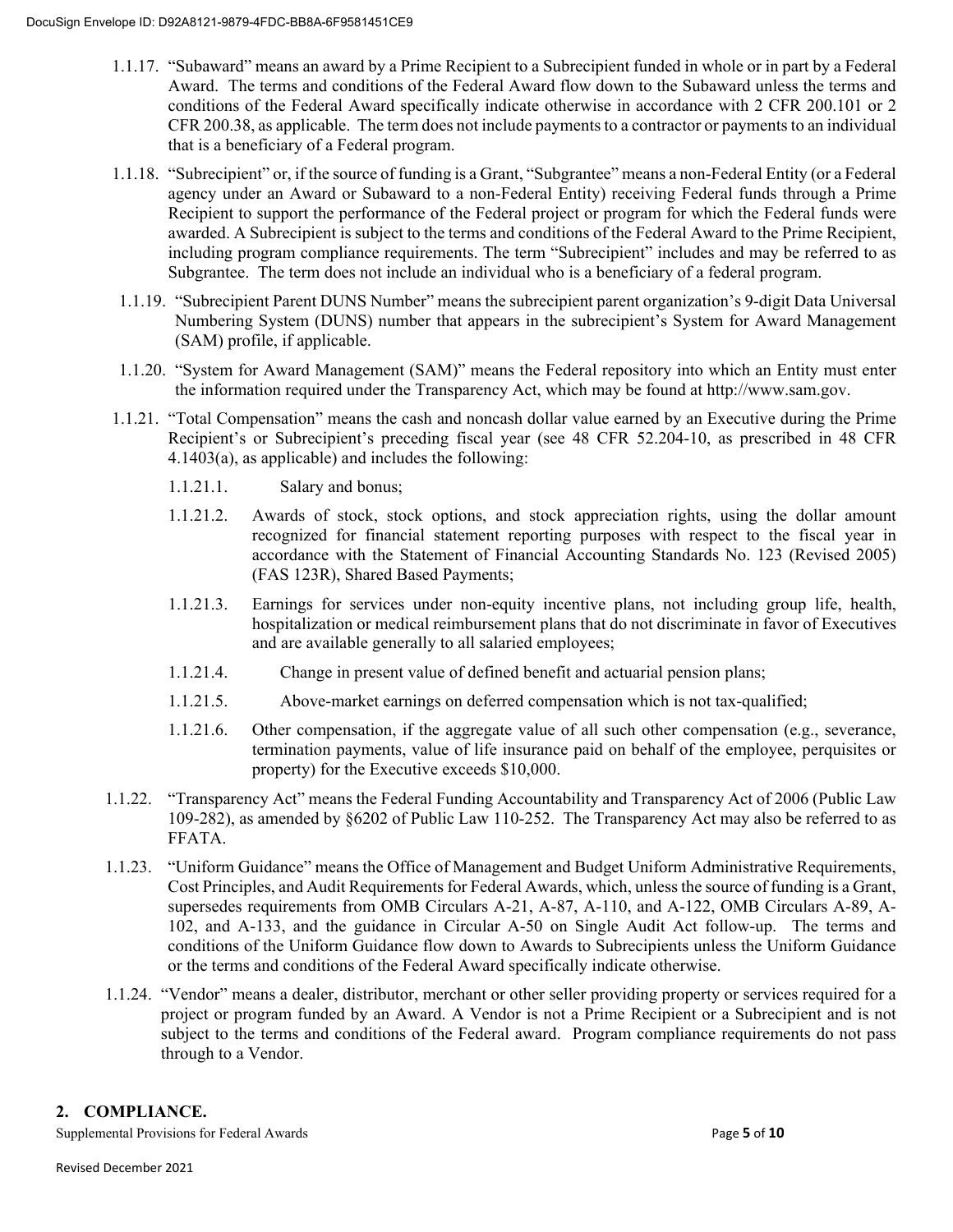1.1.17. "Subaward" means an award by a Prime Recipient to a Subrecipient funded in whole or in part by a Federal Award. The terms and conditions of the Federal Award flow down to the Subaward unless the terms and conditions of the Federal Award specifically indicate otherwise in accordance with 2 CFR 200.101 or 2 CFR 200.38, as applicable. The term does not include payments to a contractor or payments to an individual that is a beneficiary of a Federal program.

1.1.18. "Subrecipient" or, if the source of funding is a Grant, "Subgrantee" means a non-Federal Entity (or a Federal agency under an Award or Subaward to a non-Federal Entity) receiving Federal funds through a Prime Recipient to support the performance of the Federal project or program for which the Federal funds were awarded. A Subrecipient is subject to the terms and conditions of the Federal Award to the Prime Recipient, including program compliance requirements. The term "Subrecipient" includes and may be referred to as Subgrantee. The term does not include an individual who is a beneficiary of a federal program.

1.1.19. "Subrecipient Parent DUNS Number" means the subrecipient parent organization's 9-digit Data Universal Numbering System (DUNS) number that appears in the subrecipient's System for Award Management (SAM) profile, if applicable.

1.1.20. "System for Award Management (SAM)" means the Federal repository into which an Entity must enter the information required under the Transparency Act, which may be found at http://www.sam.gov.

1.1.21. "Total Compensation" means the cash and noncash dollar value earned by an Executive during the Prime Recipient's or Subrecipient's preceding fiscal year (see 48 CFR 52.204-10, as prescribed in 48 CFR 4.1403(a), as applicable) and includes the following:

1.1.21.1. Salary and bonus;

1.1.21.2. Awards of stock, stock options, and stock appreciation rights, using the dollar amount recognized for financial statement reporting purposes with respect to the fiscal year in accordance with the Statement of Financial Accounting Standards No. 123 (Revised 2005) (FAS 123R), Shared Based Payments;

1.1.21.3. Earnings for services under non-equity incentive plans, not including group life, health, hospitalization or medical reimbursement plans that do not discriminate in favor of Executives and are available generally to all salaried employees;

1.1.21.4. Change in present value of defined benefit and actuarial pension plans;

1.1.21.5. Above-market earnings on deferred compensation which is not tax-qualified;

1.1.21.6. Other compensation, if the aggregate value of all such other compensation (e.g., severance, termination payments, value of life insurance paid on behalf of the employee, perquisites or property) for the Executive exceeds $10,000.

1.1.22. "Transparency Act" means the Federal Funding Accountability and Transparency Act of 2006 (Public Law 109-282), as amended by §6202 of Public Law 110-252. The Transparency Act may also be referred to as FFATA.

1.1.23. "Uniform Guidance" means the Office of Management and Budget Uniform Administrative Requirements, Cost Principles, and Audit Requirements for Federal Awards, which, unless the source of funding is a Grant, supersedes requirements from OMB Circulars A-21, A-87, A-110, and A-122, OMB Circulars A-89, A-102, and A-133, and the guidance in Circular A-50 on Single Audit Act follow-up. The terms and conditions of the Uniform Guidance flow down to Awards to Subrecipients unless the Uniform Guidance or the terms and conditions of the Federal Award specifically indicate otherwise.

1.1.24. "Vendor" means a dealer, distributor, merchant or other seller providing property or services required for a project or program funded by an Award. A Vendor is not a Prime Recipient or a Subrecipient and is not subject to the terms and conditions of the Federal award. Program compliance requirements do not pass through to a Vendor.

## 2. COMPLIANCE.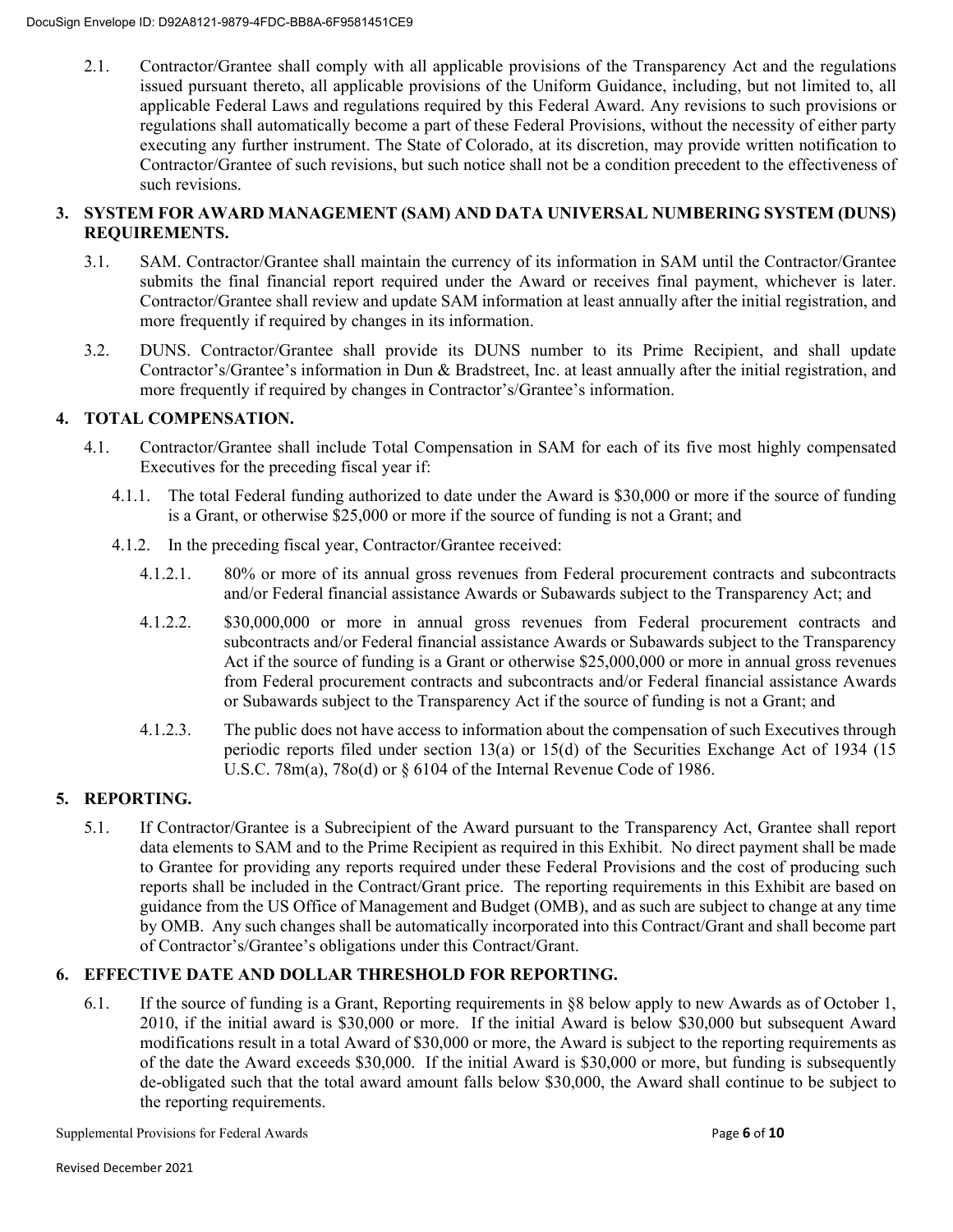2.1. Contractor/Grantee shall comply with all applicable provisions of the Transparency Act and the regulations issued pursuant thereto, all applicable provisions of the Uniform Guidance, including, but not limited to, all applicable Federal Laws and regulations required by this Federal Award. Any revisions to such provisions or regulations shall automatically become a part of these Federal Provisions, without the necessity of either party executing any further instrument. The State of Colorado, at its discretion, may provide written notification to Contractor/Grantee of such revisions, but such notice shall not be a condition precedent to the effectiveness of such revisions.

## 3. SYSTEM FOR AWARD MANAGEMENT (SAM) AND DATA UNIVERSAL NUMBERING SYSTEM (DUNS) REQUIREMENTS.

3.1. SAM. Contractor/Grantee shall maintain the currency of its information in SAM until the Contractor/Grantee submits the final financial report required under the Award or receives final payment, whichever is later. Contractor/Grantee shall review and update SAM information at least annually after the initial registration, and more frequently if required by changes in its information.

3.2. DUNS. Contractor/Grantee shall provide its DUNS number to its Prime Recipient, and shall update Contractor's/Grantee's information in Dun & Bradstreet, Inc. at least annually after the initial registration, and more frequently if required by changes in Contractor's/Grantee's information.

## 4. TOTAL COMPENSATION.

4.1. Contractor/Grantee shall include Total Compensation in SAM for each of its five most highly compensated Executives for the preceding fiscal year if:

4.1.1. The total Federal funding authorized to date under the Award is $30,000 or more if the source of funding is a Grant, or otherwise $25,000 or more if the source of funding is not a Grant; and

4.1.2. In the preceding fiscal year, Contractor/Grantee received:

4.1.2.1. 80% or more of its annual gross revenues from Federal procurement contracts and subcontracts and/or Federal financial assistance Awards or Subawards subject to the Transparency Act; and

4.1.2.2. $30,000,000 or more in annual gross revenues from Federal procurement contracts and subcontracts and/or Federal financial assistance Awards or Subawards subject to the Transparency Act if the source of funding is a Grant or otherwise $25,000,000 or more in annual gross revenues from Federal procurement contracts and subcontracts and/or Federal financial assistance Awards or Subawards subject to the Transparency Act if the source of funding is not a Grant; and

4.1.2.3. The public does not have access to information about the compensation of such Executives through periodic reports filed under section 13(a) or 15(d) of the Securities Exchange Act of 1934 (15 U.S.C. 78m(a), 78o(d) or § 6104 of the Internal Revenue Code of 1986.

## 5. REPORTING.

5.1. If Contractor/Grantee is a Subrecipient of the Award pursuant to the Transparency Act, Grantee shall report data elements to SAM and to the Prime Recipient as required in this Exhibit. No direct payment shall be made to Grantee for providing any reports required under these Federal Provisions and the cost of producing such reports shall be included in the Contract/Grant price. The reporting requirements in this Exhibit are based on guidance from the US Office of Management and Budget (OMB), and as such are subject to change at any time by OMB. Any such changes shall be automatically incorporated into this Contract/Grant and shall become part of Contractor's/Grantee's obligations under this Contract/Grant.

## 6. EFFECTIVE DATE AND DOLLAR THRESHOLD FOR REPORTING.

6.1. If the source of funding is a Grant, Reporting requirements in §8 below apply to new Awards as of October 1, 2010, if the initial award is $30,000 or more. If the initial Award is below $30,000 but subsequent Award modifications result in a total Award of $30,000 or more, the Award is subject to the reporting requirements as of the date the Award exceeds $30,000. If the initial Award is $30,000 or more, but funding is subsequently de-obligated such that the total award amount falls below $30,000, the Award shall continue to be subject to the reporting requirements.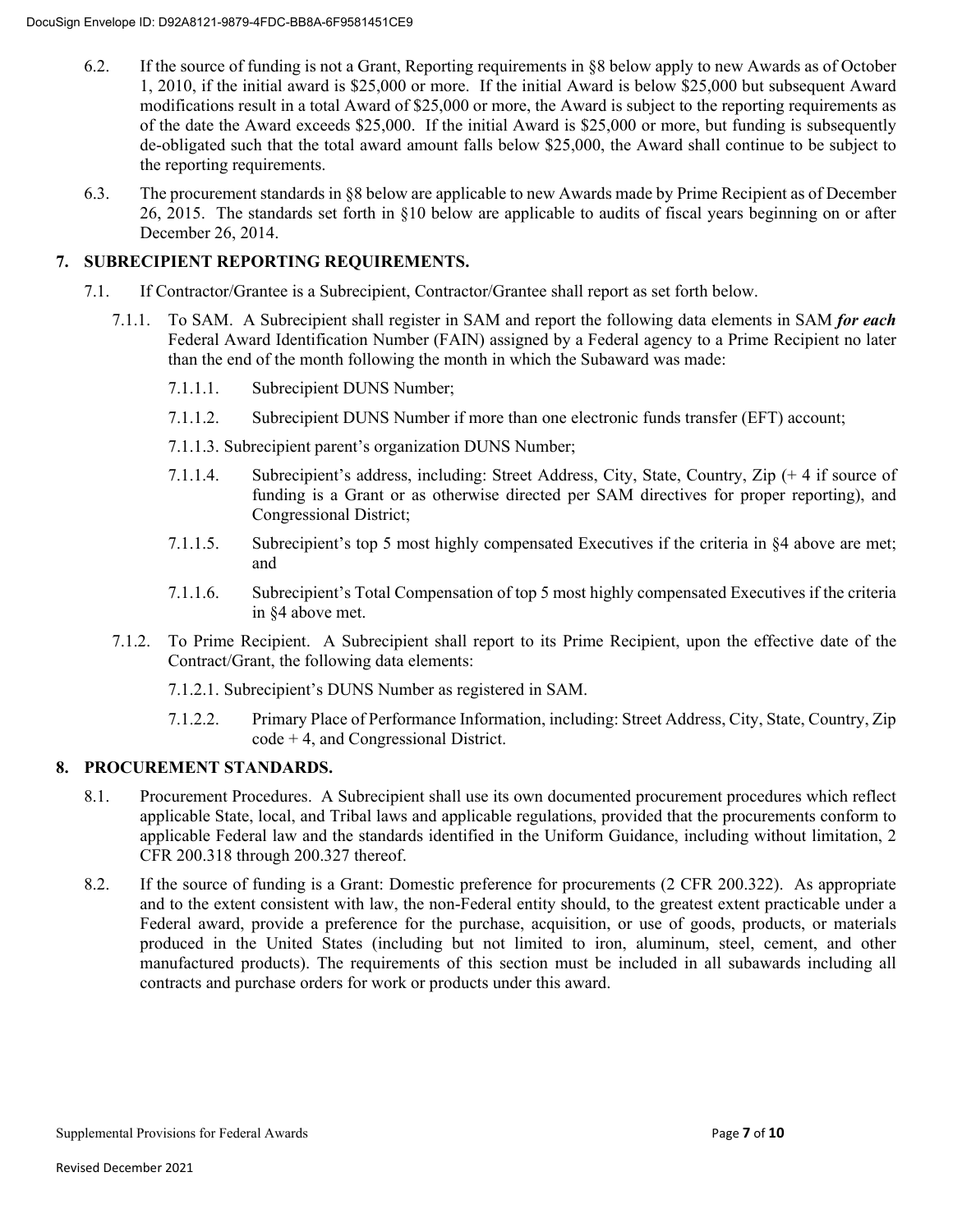6.2. If the source of funding is not a Grant, Reporting requirements in §8 below apply to new Awards as of October 1, 2010, if the initial award is $25,000 or more. If the initial Award is below $25,000 but subsequent Award modifications result in a total Award of $25,000 or more, the Award is subject to the reporting requirements as of the date the Award exceeds $25,000. If the initial Award is $25,000 or more, but funding is subsequently de-obligated such that the total award amount falls below $25,000, the Award shall continue to be subject to the reporting requirements.

6.3. The procurement standards in §8 below are applicable to new Awards made by Prime Recipient as of December 26, 2015. The standards set forth in §10 below are applicable to audits of fiscal years beginning on or after December 26, 2014.

## 7. SUBRECIPIENT REPORTING REQUIREMENTS.

7.1. If Contractor/Grantee is a Subrecipient, Contractor/Grantee shall report as set forth below.

7.1.1. To SAM. A Subrecipient shall register in SAM and report the following data elements in SAM ***for each*** Federal Award Identification Number (FAIN) assigned by a Federal agency to a Prime Recipient no later than the end of the month following the month in which the Subaward was made:

7.1.1.1. Subrecipient DUNS Number;

7.1.1.2. Subrecipient DUNS Number if more than one electronic funds transfer (EFT) account;

7.1.1.3. Subrecipient parent's organization DUNS Number;

7.1.1.4. Subrecipient's address, including: Street Address, City, State, Country, Zip (+ 4 if source of funding is a Grant or as otherwise directed per SAM directives for proper reporting), and Congressional District;

7.1.1.5. Subrecipient's top 5 most highly compensated Executives if the criteria in §4 above are met; and

7.1.1.6. Subrecipient's Total Compensation of top 5 most highly compensated Executives if the criteria in §4 above met.

7.1.2. To Prime Recipient. A Subrecipient shall report to its Prime Recipient, upon the effective date of the Contract/Grant, the following data elements:

7.1.2.1. Subrecipient's DUNS Number as registered in SAM.

7.1.2.2. Primary Place of Performance Information, including: Street Address, City, State, Country, Zip code + 4, and Congressional District.

## 8. PROCUREMENT STANDARDS.

8.1. Procurement Procedures. A Subrecipient shall use its own documented procurement procedures which reflect applicable State, local, and Tribal laws and applicable regulations, provided that the procurements conform to applicable Federal law and the standards identified in the Uniform Guidance, including without limitation, 2 CFR 200.318 through 200.327 thereof.

8.2. If the source of funding is a Grant: Domestic preference for procurements (2 CFR 200.322). As appropriate and to the extent consistent with law, the non-Federal entity should, to the greatest extent practicable under a Federal award, provide a preference for the purchase, acquisition, or use of goods, products, or materials produced in the United States (including but not limited to iron, aluminum, steel, cement, and other manufactured products). The requirements of this section must be included in all subawards including all contracts and purchase orders for work or products under this award.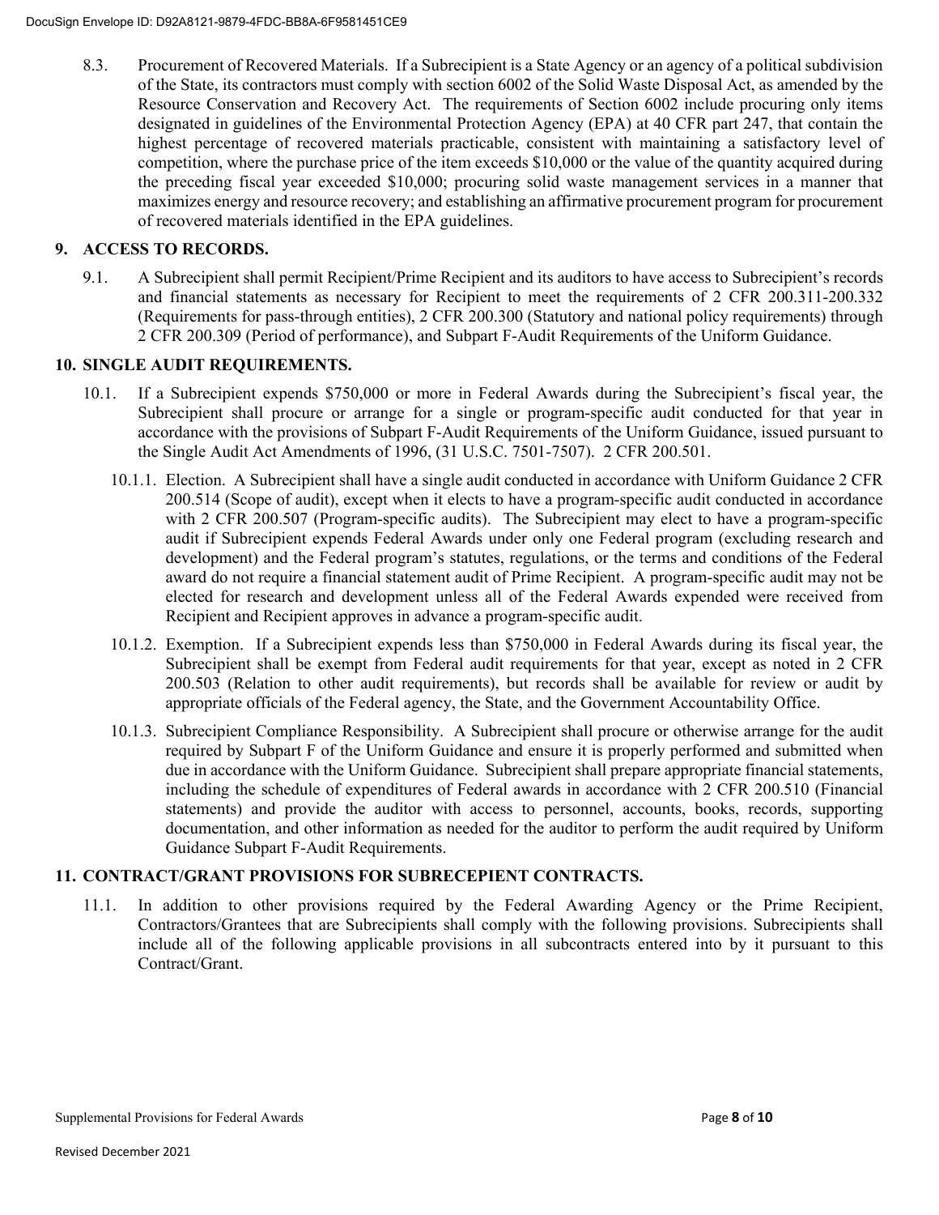8.3. Procurement of Recovered Materials. If a Subrecipient is a State Agency or an agency of a political subdivision of the State, its contractors must comply with section 6002 of the Solid Waste Disposal Act, as amended by the Resource Conservation and Recovery Act. The requirements of Section 6002 include procuring only items designated in guidelines of the Environmental Protection Agency (EPA) at 40 CFR part 247, that contain the highest percentage of recovered materials practicable, consistent with maintaining a satisfactory level of competition, where the purchase price of the item exceeds $10,000 or the value of the quantity acquired during the preceding fiscal year exceeded $10,000; procuring solid waste management services in a manner that maximizes energy and resource recovery; and establishing an affirmative procurement program for procurement of recovered materials identified in the EPA guidelines.

## 9. ACCESS TO RECORDS.

9.1. A Subrecipient shall permit Recipient/Prime Recipient and its auditors to have access to Subrecipient's records and financial statements as necessary for Recipient to meet the requirements of 2 CFR 200.311-200.332 (Requirements for pass-through entities), 2 CFR 200.300 (Statutory and national policy requirements) through 2 CFR 200.309 (Period of performance), and Subpart F-Audit Requirements of the Uniform Guidance.

## 10. SINGLE AUDIT REQUIREMENTS.

10.1. If a Subrecipient expends $750,000 or more in Federal Awards during the Subrecipient's fiscal year, the Subrecipient shall procure or arrange for a single or program-specific audit conducted for that year in accordance with the provisions of Subpart F-Audit Requirements of the Uniform Guidance, issued pursuant to the Single Audit Act Amendments of 1996, (31 U.S.C. 7501-7507). 2 CFR 200.501.

10.1.1. Election. A Subrecipient shall have a single audit conducted in accordance with Uniform Guidance 2 CFR 200.514 (Scope of audit), except when it elects to have a program-specific audit conducted in accordance with 2 CFR 200.507 (Program-specific audits). The Subrecipient may elect to have a program-specific audit if Subrecipient expends Federal Awards under only one Federal program (excluding research and development) and the Federal program's statutes, regulations, or the terms and conditions of the Federal award do not require a financial statement audit of Prime Recipient. A program-specific audit may not be elected for research and development unless all of the Federal Awards expended were received from Recipient and Recipient approves in advance a program-specific audit.

10.1.2. Exemption. If a Subrecipient expends less than $750,000 in Federal Awards during its fiscal year, the Subrecipient shall be exempt from Federal audit requirements for that year, except as noted in 2 CFR 200.503 (Relation to other audit requirements), but records shall be available for review or audit by appropriate officials of the Federal agency, the State, and the Government Accountability Office.

10.1.3. Subrecipient Compliance Responsibility. A Subrecipient shall procure or otherwise arrange for the audit required by Subpart F of the Uniform Guidance and ensure it is properly performed and submitted when due in accordance with the Uniform Guidance. Subrecipient shall prepare appropriate financial statements, including the schedule of expenditures of Federal awards in accordance with 2 CFR 200.510 (Financial statements) and provide the auditor with access to personnel, accounts, books, records, supporting documentation, and other information as needed for the auditor to perform the audit required by Uniform Guidance Subpart F-Audit Requirements.

## 11. CONTRACT/GRANT PROVISIONS FOR SUBRECEPIENT CONTRACTS.

11.1. In addition to other provisions required by the Federal Awarding Agency or the Prime Recipient, Contractors/Grantees that are Subrecipients shall comply with the following provisions. Subrecipients shall include all of the following applicable provisions in all subcontracts entered into by it pursuant to this Contract/Grant.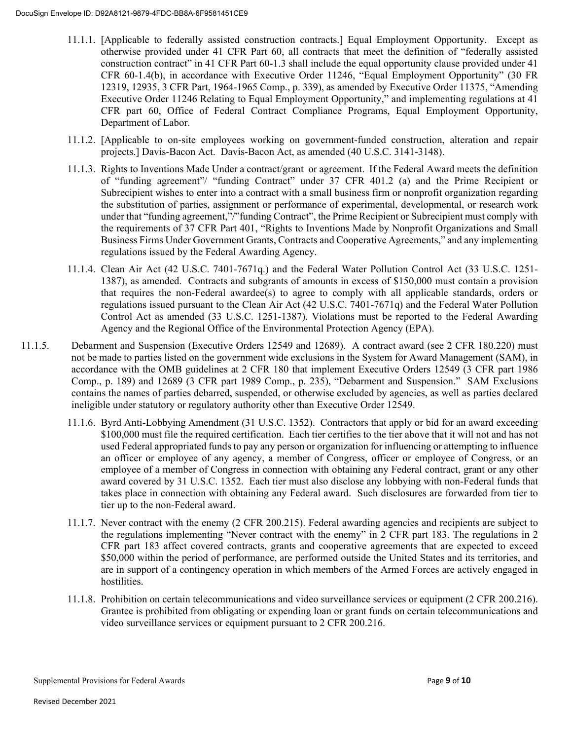11.1.1. [Applicable to federally assisted construction contracts.] Equal Employment Opportunity. Except as otherwise provided under 41 CFR Part 60, all contracts that meet the definition of "federally assisted construction contract" in 41 CFR Part 60-1.3 shall include the equal opportunity clause provided under 41 CFR 60-1.4(b), in accordance with Executive Order 11246, "Equal Employment Opportunity" (30 FR 12319, 12935, 3 CFR Part, 1964-1965 Comp., p. 339), as amended by Executive Order 11375, "Amending Executive Order 11246 Relating to Equal Employment Opportunity," and implementing regulations at 41 CFR part 60, Office of Federal Contract Compliance Programs, Equal Employment Opportunity, Department of Labor.

11.1.2. [Applicable to on-site employees working on government-funded construction, alteration and repair projects.] Davis-Bacon Act. Davis-Bacon Act, as amended (40 U.S.C. 3141-3148).

11.1.3. Rights to Inventions Made Under a contract/grant or agreement. If the Federal Award meets the definition of "funding agreement"/ "funding Contract" under 37 CFR 401.2 (a) and the Prime Recipient or Subrecipient wishes to enter into a contract with a small business firm or nonprofit organization regarding the substitution of parties, assignment or performance of experimental, developmental, or research work under that "funding agreement,"/"funding Contract", the Prime Recipient or Subrecipient must comply with the requirements of 37 CFR Part 401, "Rights to Inventions Made by Nonprofit Organizations and Small Business Firms Under Government Grants, Contracts and Cooperative Agreements," and any implementing regulations issued by the Federal Awarding Agency.

11.1.4. Clean Air Act (42 U.S.C. 7401-7671q.) and the Federal Water Pollution Control Act (33 U.S.C. 1251-1387), as amended. Contracts and subgrants of amounts in excess of $150,000 must contain a provision that requires the non-Federal awardee(s) to agree to comply with all applicable standards, orders or regulations issued pursuant to the Clean Air Act (42 U.S.C. 7401-7671q) and the Federal Water Pollution Control Act as amended (33 U.S.C. 1251-1387). Violations must be reported to the Federal Awarding Agency and the Regional Office of the Environmental Protection Agency (EPA).

11.1.5. Debarment and Suspension (Executive Orders 12549 and 12689). A contract award (see 2 CFR 180.220) must not be made to parties listed on the government wide exclusions in the System for Award Management (SAM), in accordance with the OMB guidelines at 2 CFR 180 that implement Executive Orders 12549 (3 CFR part 1986 Comp., p. 189) and 12689 (3 CFR part 1989 Comp., p. 235), "Debarment and Suspension." SAM Exclusions contains the names of parties debarred, suspended, or otherwise excluded by agencies, as well as parties declared ineligible under statutory or regulatory authority other than Executive Order 12549.

11.1.6. Byrd Anti-Lobbying Amendment (31 U.S.C. 1352). Contractors that apply or bid for an award exceeding $100,000 must file the required certification. Each tier certifies to the tier above that it will not and has not used Federal appropriated funds to pay any person or organization for influencing or attempting to influence an officer or employee of any agency, a member of Congress, officer or employee of Congress, or an employee of a member of Congress in connection with obtaining any Federal contract, grant or any other award covered by 31 U.S.C. 1352. Each tier must also disclose any lobbying with non-Federal funds that takes place in connection with obtaining any Federal award. Such disclosures are forwarded from tier to tier up to the non-Federal award.

11.1.7. Never contract with the enemy (2 CFR 200.215). Federal awarding agencies and recipients are subject to the regulations implementing "Never contract with the enemy" in 2 CFR part 183. The regulations in 2 CFR part 183 affect covered contracts, grants and cooperative agreements that are expected to exceed $50,000 within the period of performance, are performed outside the United States and its territories, and are in support of a contingency operation in which members of the Armed Forces are actively engaged in hostilities.

11.1.8. Prohibition on certain telecommunications and video surveillance services or equipment (2 CFR 200.216). Grantee is prohibited from obligating or expending loan or grant funds on certain telecommunications and video surveillance services or equipment pursuant to 2 CFR 200.216.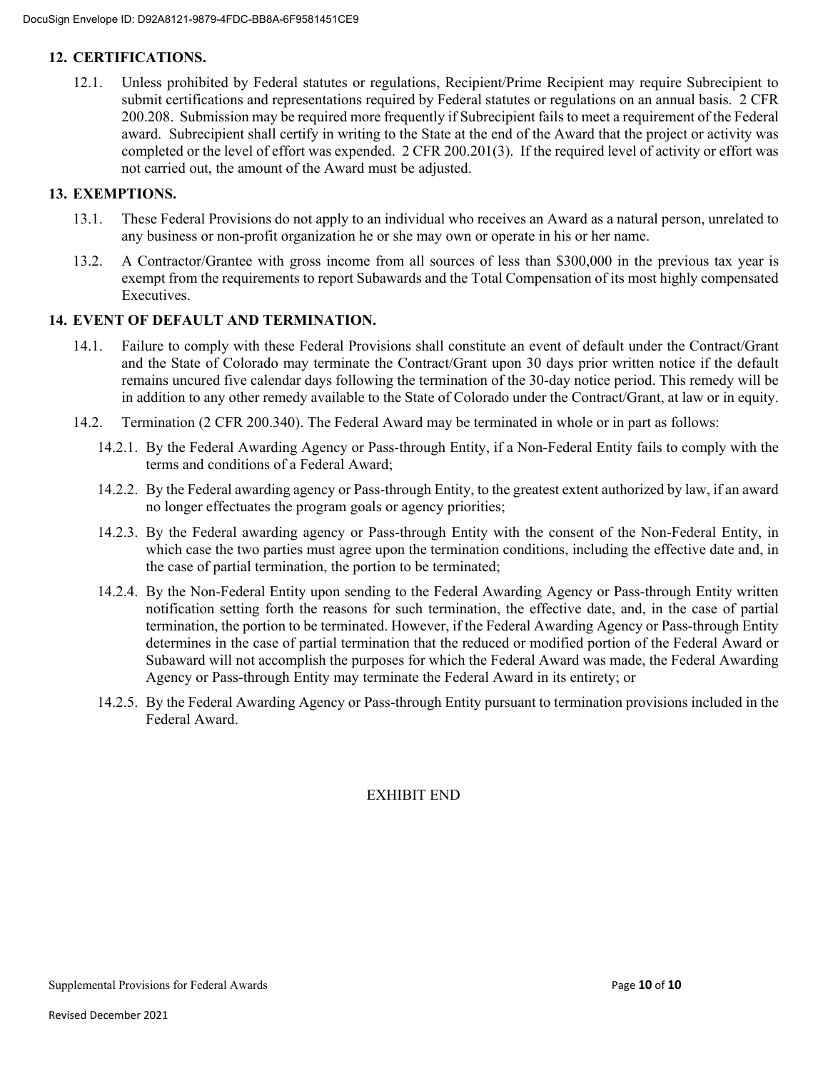## 12. CERTIFICATIONS.

12.1. Unless prohibited by Federal statutes or regulations, Recipient/Prime Recipient may require Subrecipient to submit certifications and representations required by Federal statutes or regulations on an annual basis. 2 CFR 200.208. Submission may be required more frequently if Subrecipient fails to meet a requirement of the Federal award. Subrecipient shall certify in writing to the State at the end of the Award that the project or activity was completed or the level of effort was expended. 2 CFR 200.201(3). If the required level of activity or effort was not carried out, the amount of the Award must be adjusted.

## 13. EXEMPTIONS.

13.1. These Federal Provisions do not apply to an individual who receives an Award as a natural person, unrelated to any business or non-profit organization he or she may own or operate in his or her name.

13.2. A Contractor/Grantee with gross income from all sources of less than $300,000 in the previous tax year is exempt from the requirements to report Subawards and the Total Compensation of its most highly compensated Executives.

## 14. EVENT OF DEFAULT AND TERMINATION.

14.1. Failure to comply with these Federal Provisions shall constitute an event of default under the Contract/Grant and the State of Colorado may terminate the Contract/Grant upon 30 days prior written notice if the default remains uncured five calendar days following the termination of the 30-day notice period. This remedy will be in addition to any other remedy available to the State of Colorado under the Contract/Grant, at law or in equity.

14.2. Termination (2 CFR 200.340). The Federal Award may be terminated in whole or in part as follows:

14.2.1. By the Federal Awarding Agency or Pass-through Entity, if a Non-Federal Entity fails to comply with the terms and conditions of a Federal Award;

14.2.2. By the Federal awarding agency or Pass-through Entity, to the greatest extent authorized by law, if an award no longer effectuates the program goals or agency priorities;

14.2.3. By the Federal awarding agency or Pass-through Entity with the consent of the Non-Federal Entity, in which case the two parties must agree upon the termination conditions, including the effective date and, in the case of partial termination, the portion to be terminated;

14.2.4. By the Non-Federal Entity upon sending to the Federal Awarding Agency or Pass-through Entity written notification setting forth the reasons for such termination, the effective date, and, in the case of partial termination, the portion to be terminated. However, if the Federal Awarding Agency or Pass-through Entity determines in the case of partial termination that the reduced or modified portion of the Federal Award or Subaward will not accomplish the purposes for which the Federal Award was made, the Federal Awarding Agency or Pass-through Entity may terminate the Federal Award in its entirety; or

14.2.5. By the Federal Awarding Agency or Pass-through Entity pursuant to termination provisions included in the Federal Award.

EXHIBIT END